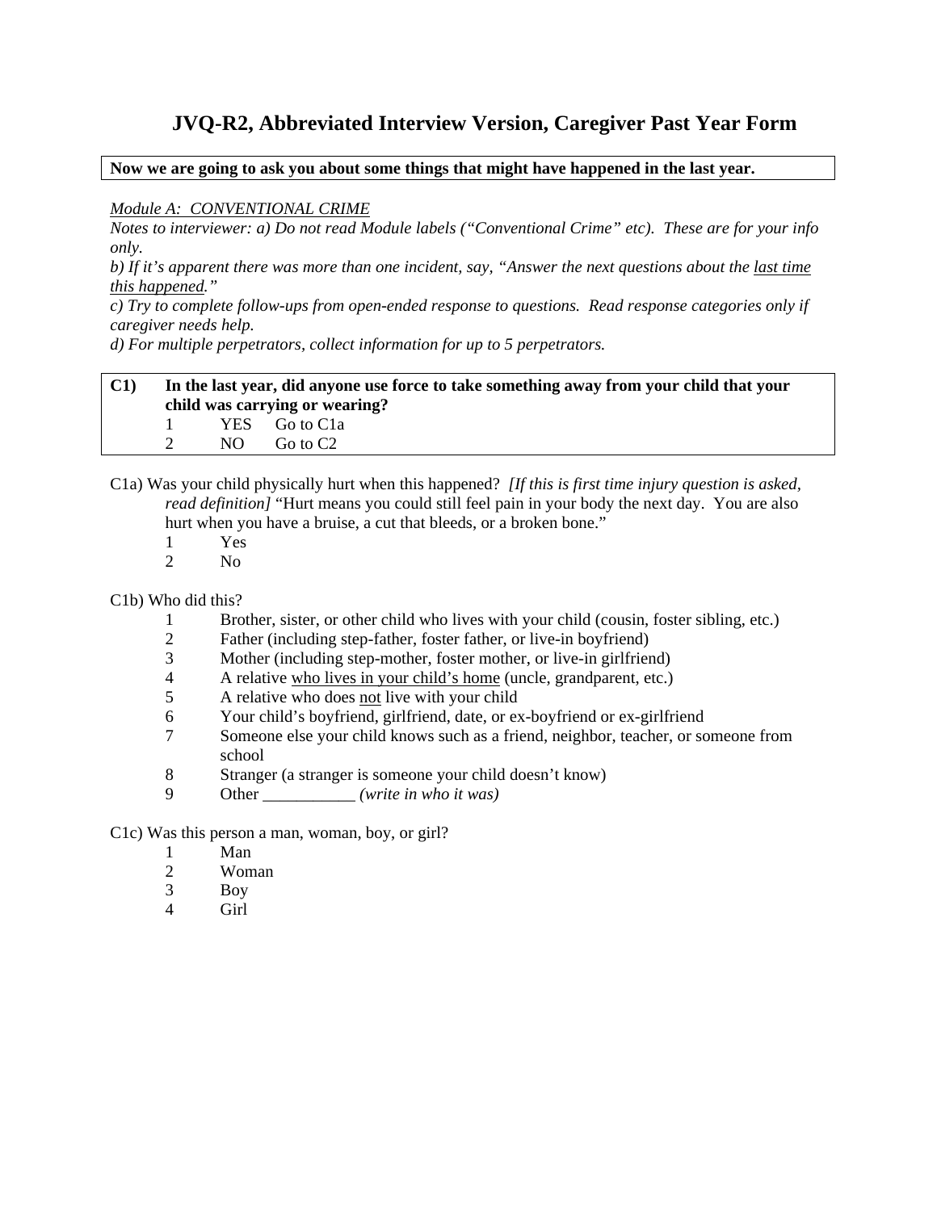# JVQ-R2, Abbreviated Interview Version, Caregiver Past Year Form

**Now we are going to ask you about some things that might have happened in the last year.**

*Module A: CONVENTIONAL CRIME*

*Notes to interviewer: a) Do not read Module labels ("Conventional Crime" etc). These are for your info only.*

*b) If it's apparent there was more than one incident, say, "Answer the next questions about the last time this happened."*

*c) Try to complete follow-ups from open-ended response to questions. Read response categories only if caregiver needs help.*

*d) For multiple perpetrators, collect information for up to 5 perpetrators.*

**C1) In the last year, did anyone use force to take something away from your child that your child was carrying or wearing?**

1 YES Go to C1a
2 NO Go to C2

C1a) Was your child physically hurt when this happened? *[If this is first time injury question is asked, read definition]* "Hurt means you could still feel pain in your body the next day. You are also hurt when you have a bruise, a cut that bleeds, or a broken bone."

1 Yes
2 No

C1b) Who did this?

1 Brother, sister, or other child who lives with your child (cousin, foster sibling, etc.)
2 Father (including step-father, foster father, or live-in boyfriend)
3 Mother (including step-mother, foster mother, or live-in girlfriend)
4 A relative who lives in your child's home (uncle, grandparent, etc.)
5 A relative who does not live with your child
6 Your child's boyfriend, girlfriend, date, or ex-boyfriend or ex-girlfriend
7 Someone else your child knows such as a friend, neighbor, teacher, or someone from school
8 Stranger (a stranger is someone your child doesn't know)
9 Other ___________ *(write in who it was)*

C1c) Was this person a man, woman, boy, or girl?

1 Man
2 Woman
3 Boy
4 Girl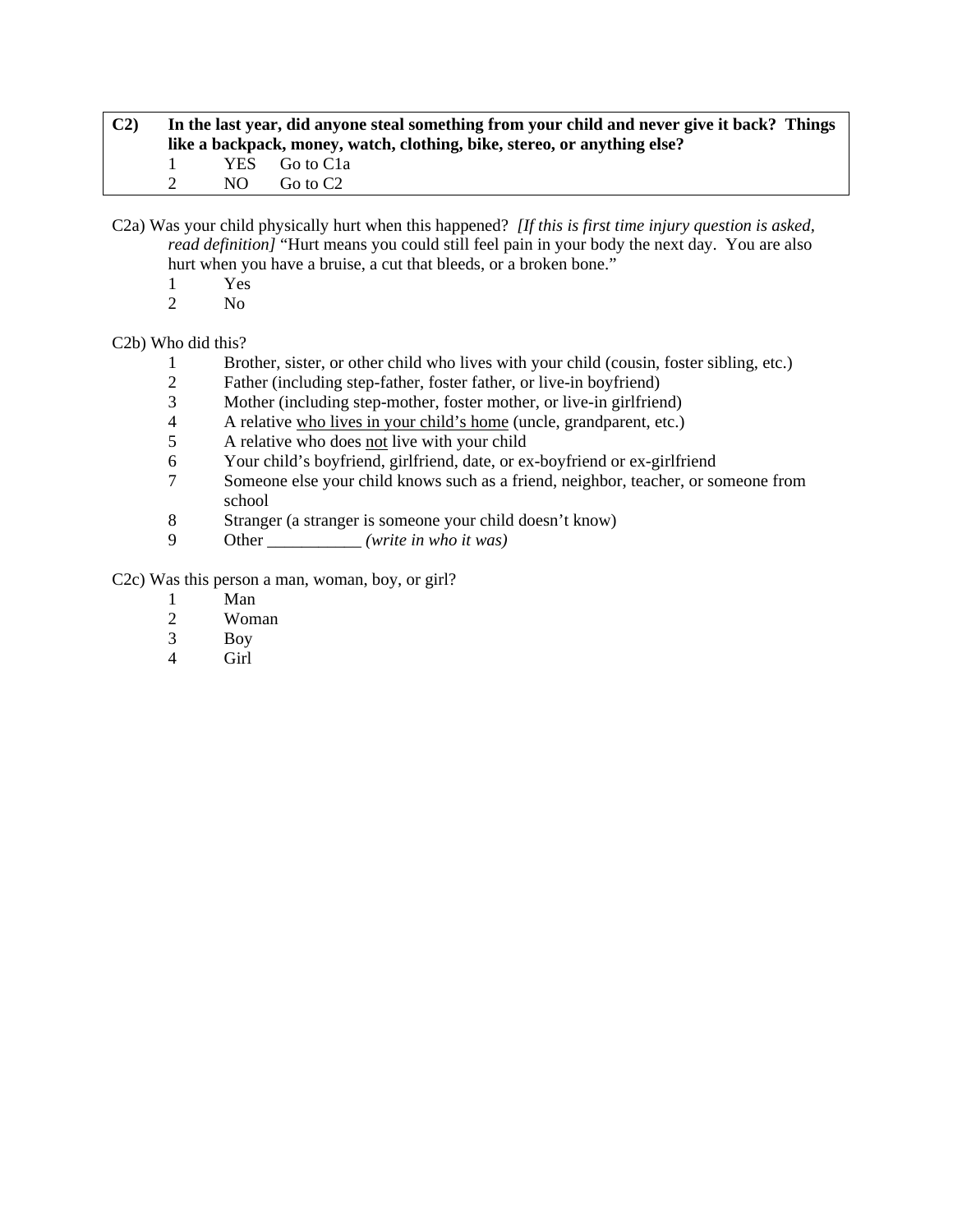**C2)** **In the last year, did anyone steal something from your child and never give it back? Things like a backpack, money, watch, clothing, bike, stereo, or anything else?**

1 YES Go to C1a
2 NO Go to C2

C2a) Was your child physically hurt when this happened? *[If this is first time injury question is asked, read definition]* "Hurt means you could still feel pain in your body the next day. You are also hurt when you have a bruise, a cut that bleeds, or a broken bone."

1 Yes
2 No

C2b) Who did this?

1 Brother, sister, or other child who lives with your child (cousin, foster sibling, etc.)
2 Father (including step-father, foster father, or live-in boyfriend)
3 Mother (including step-mother, foster mother, or live-in girlfriend)
4 A relative <u>who lives in your child's home</u> (uncle, grandparent, etc.)
5 A relative who does <u>not</u> live with your child
6 Your child's boyfriend, girlfriend, date, or ex-boyfriend or ex-girlfriend
7 Someone else your child knows such as a friend, neighbor, teacher, or someone from school
8 Stranger (a stranger is someone your child doesn't know)
9 Other ___________ *(write in who it was)*

C2c) Was this person a man, woman, boy, or girl?

1 Man
2 Woman
3 Boy
4 Girl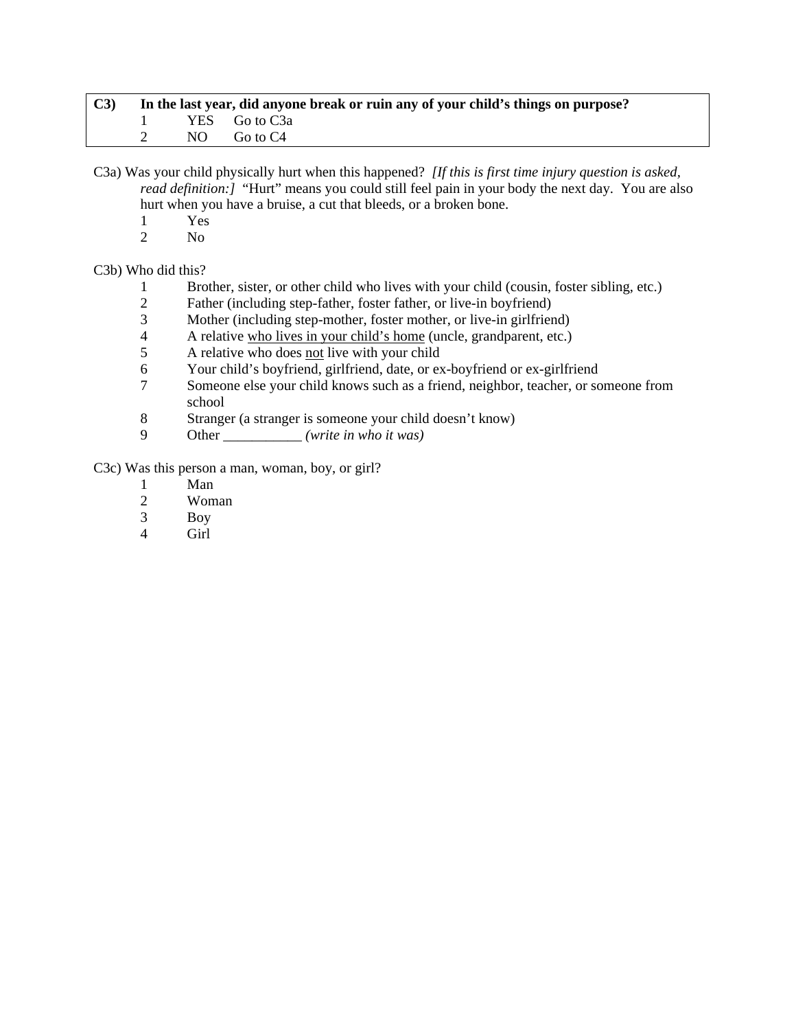**C3) In the last year, did anyone break or ruin any of your child's things on purpose?**

1 YES Go to C3a
2 NO Go to C4

C3a) Was your child physically hurt when this happened? *[If this is first time injury question is asked, read definition:]* "Hurt" means you could still feel pain in your body the next day. You are also hurt when you have a bruise, a cut that bleeds, or a broken bone.

1 Yes
2 No

C3b) Who did this?

1 Brother, sister, or other child who lives with your child (cousin, foster sibling, etc.)
2 Father (including step-father, foster father, or live-in boyfriend)
3 Mother (including step-mother, foster mother, or live-in girlfriend)
4 A relative <u>who lives in your child's home</u> (uncle, grandparent, etc.)
5 A relative who does <u>not</u> live with your child
6 Your child's boyfriend, girlfriend, date, or ex-boyfriend or ex-girlfriend
7 Someone else your child knows such as a friend, neighbor, teacher, or someone from school
8 Stranger (a stranger is someone your child doesn't know)
9 Other ___________ *(write in who it was)*

C3c) Was this person a man, woman, boy, or girl?

1 Man
2 Woman
3 Boy
4 Girl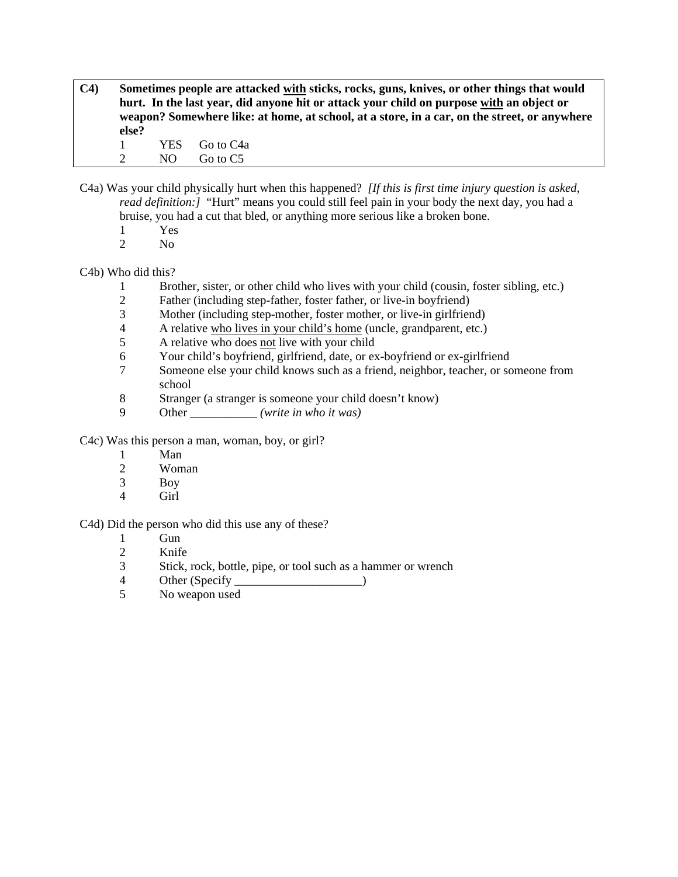| | |
|---|---|
| **C4)** | **Sometimes people are attacked <u>with</u> sticks, rocks, guns, knives, or other things that would hurt. In the last year, did anyone hit or attack your child on purpose <u>with</u> an object or weapon? Somewhere like: at home, at school, at a store, in a car, on the street, or anywhere else?**<br>1 YES Go to C4a<br>2 NO Go to C5 |

C4a) Was your child physically hurt when this happened? *[If this is first time injury question is asked, read definition:]* "Hurt" means you could still feel pain in your body the next day, you had a bruise, you had a cut that bled, or anything more serious like a broken bone.

1 Yes
2 No

C4b) Who did this?

1 Brother, sister, or other child who lives with your child (cousin, foster sibling, etc.)
2 Father (including step-father, foster father, or live-in boyfriend)
3 Mother (including step-mother, foster mother, or live-in girlfriend)
4 A relative <u>who lives in your child's home</u> (uncle, grandparent, etc.)
5 A relative who does <u>not</u> live with your child
6 Your child's boyfriend, girlfriend, date, or ex-boyfriend or ex-girlfriend
7 Someone else your child knows such as a friend, neighbor, teacher, or someone from school
8 Stranger (a stranger is someone your child doesn't know)
9 Other ___________ *(write in who it was)*

C4c) Was this person a man, woman, boy, or girl?

1 Man
2 Woman
3 Boy
4 Girl

C4d) Did the person who did this use any of these?

1 Gun
2 Knife
3 Stick, rock, bottle, pipe, or tool such as a hammer or wrench
4 Other (Specify _____________________)
5 No weapon used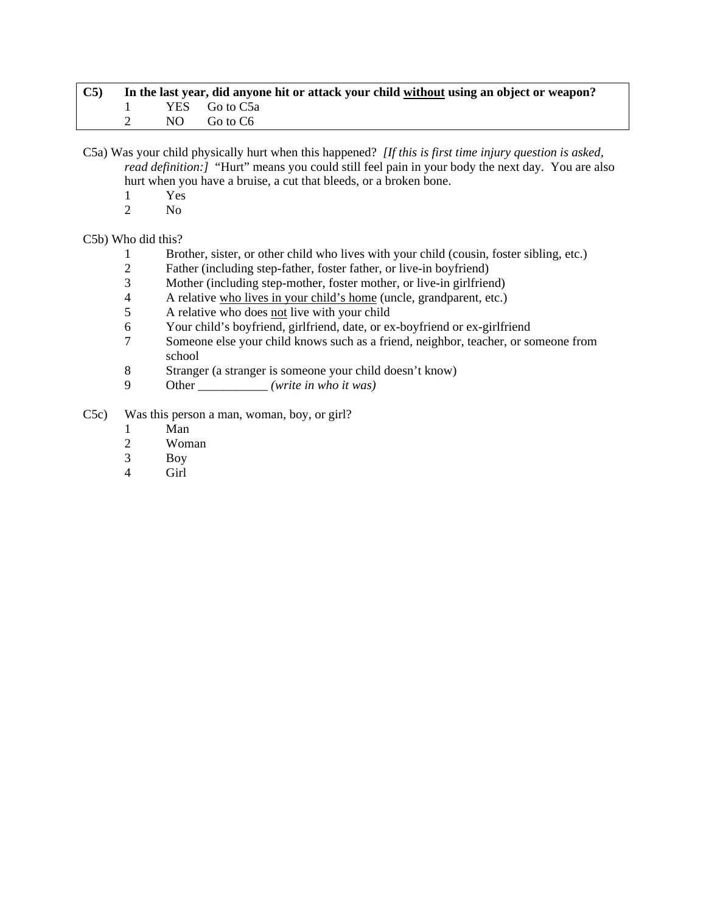**C5) In the last year, did anyone hit or attack your child <u>without</u> using an object or weapon?**

1 YES Go to C5a
2 NO Go to C6

C5a) Was your child physically hurt when this happened? *[If this is first time injury question is asked, read definition:]* "Hurt" means you could still feel pain in your body the next day. You are also hurt when you have a bruise, a cut that bleeds, or a broken bone.

1 Yes
2 No

C5b) Who did this?

1 Brother, sister, or other child who lives with your child (cousin, foster sibling, etc.)
2 Father (including step-father, foster father, or live-in boyfriend)
3 Mother (including step-mother, foster mother, or live-in girlfriend)
4 A relative <u>who lives in your child's home</u> (uncle, grandparent, etc.)
5 A relative who does <u>not</u> live with your child
6 Your child's boyfriend, girlfriend, date, or ex-boyfriend or ex-girlfriend
7 Someone else your child knows such as a friend, neighbor, teacher, or someone from school
8 Stranger (a stranger is someone your child doesn't know)
9 Other ___________ *(write in who it was)*

C5c) Was this person a man, woman, boy, or girl?

1 Man
2 Woman
3 Boy
4 Girl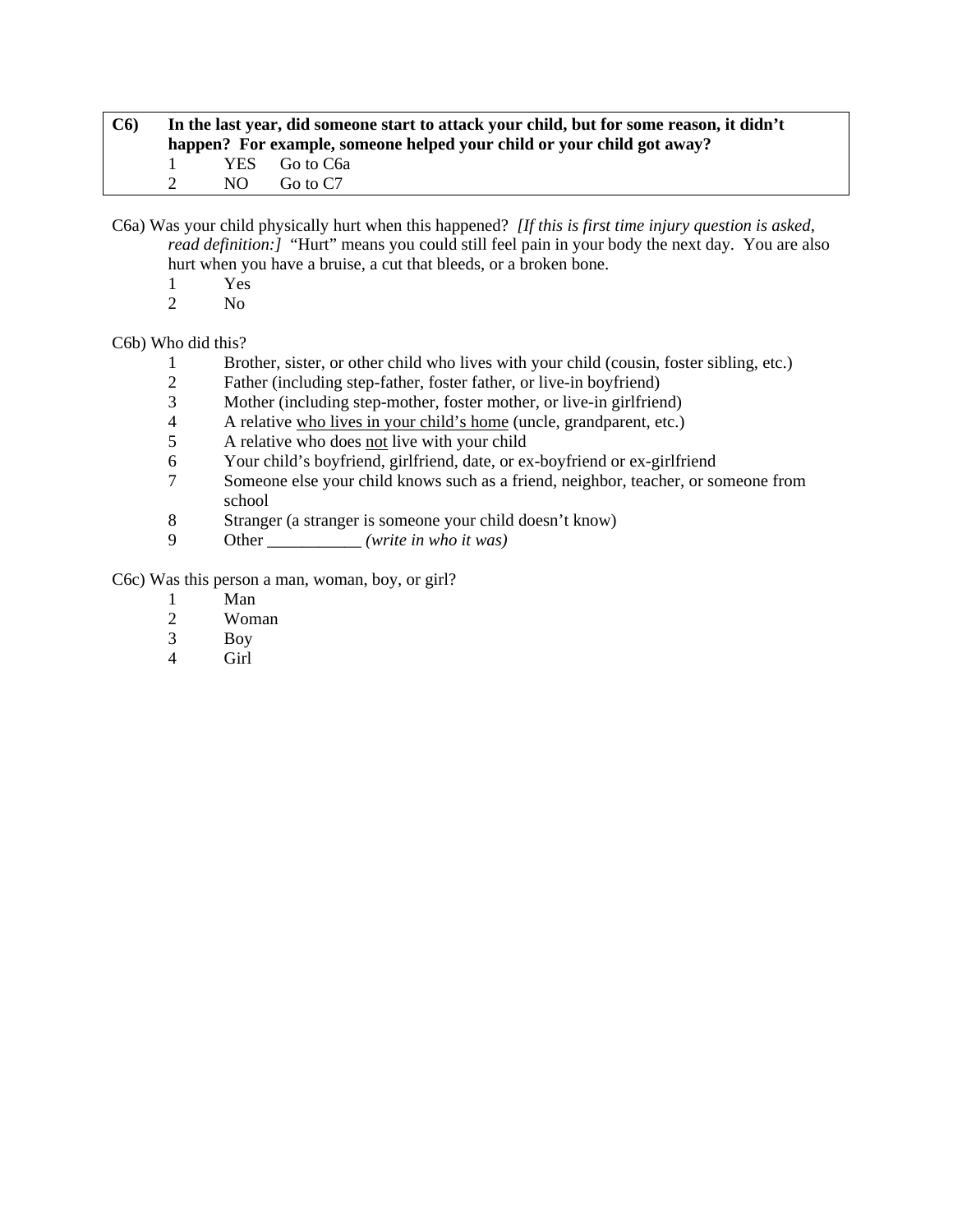**C6)** **In the last year, did someone start to attack your child, but for some reason, it didn't happen? For example, someone helped your child or your child got away?**

1 YES Go to C6a
2 NO Go to C7

C6a) Was your child physically hurt when this happened? *[If this is first time injury question is asked, read definition:]* "Hurt" means you could still feel pain in your body the next day. You are also hurt when you have a bruise, a cut that bleeds, or a broken bone.

1 Yes
2 No

C6b) Who did this?

1 Brother, sister, or other child who lives with your child (cousin, foster sibling, etc.)
2 Father (including step-father, foster father, or live-in boyfriend)
3 Mother (including step-mother, foster mother, or live-in girlfriend)
4 A relative <u>who lives in your child's home</u> (uncle, grandparent, etc.)
5 A relative who does <u>not</u> live with your child
6 Your child's boyfriend, girlfriend, date, or ex-boyfriend or ex-girlfriend
7 Someone else your child knows such as a friend, neighbor, teacher, or someone from school
8 Stranger (a stranger is someone your child doesn't know)
9 Other ___________ *(write in who it was)*

C6c) Was this person a man, woman, boy, or girl?

1 Man
2 Woman
3 Boy
4 Girl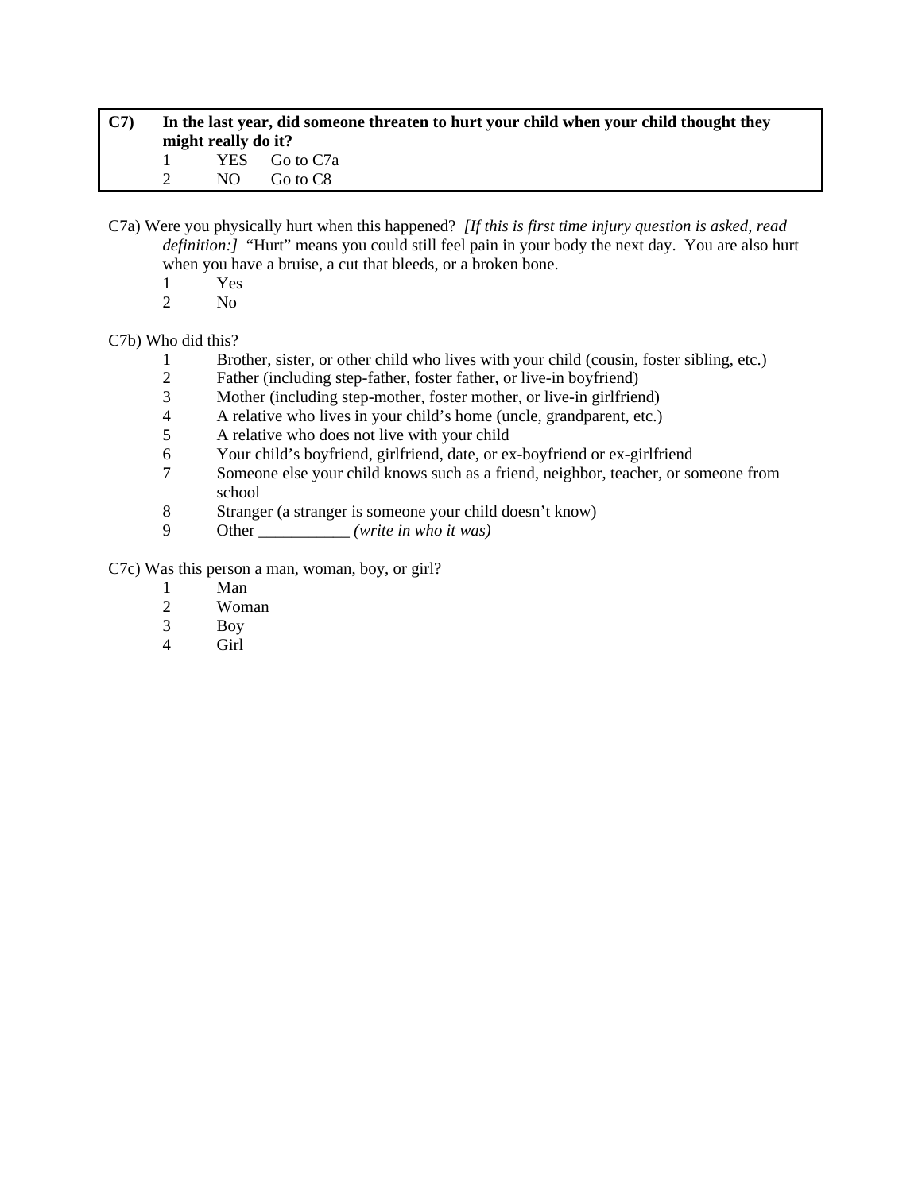**C7)** **In the last year, did someone threaten to hurt your child when your child thought they might really do it?**

1 YES Go to C7a
2 NO Go to C8

C7a) Were you physically hurt when this happened? *[If this is first time injury question is asked, read definition:]* "Hurt" means you could still feel pain in your body the next day. You are also hurt when you have a bruise, a cut that bleeds, or a broken bone.

1 Yes
2 No

C7b) Who did this?

1 Brother, sister, or other child who lives with your child (cousin, foster sibling, etc.)
2 Father (including step-father, foster father, or live-in boyfriend)
3 Mother (including step-mother, foster mother, or live-in girlfriend)
4 A relative <u>who lives in your child's home</u> (uncle, grandparent, etc.)
5 A relative who does <u>not</u> live with your child
6 Your child's boyfriend, girlfriend, date, or ex-boyfriend or ex-girlfriend
7 Someone else your child knows such as a friend, neighbor, teacher, or someone from school
8 Stranger (a stranger is someone your child doesn't know)
9 Other ___________ *(write in who it was)*

C7c) Was this person a man, woman, boy, or girl?

1 Man
2 Woman
3 Boy
4 Girl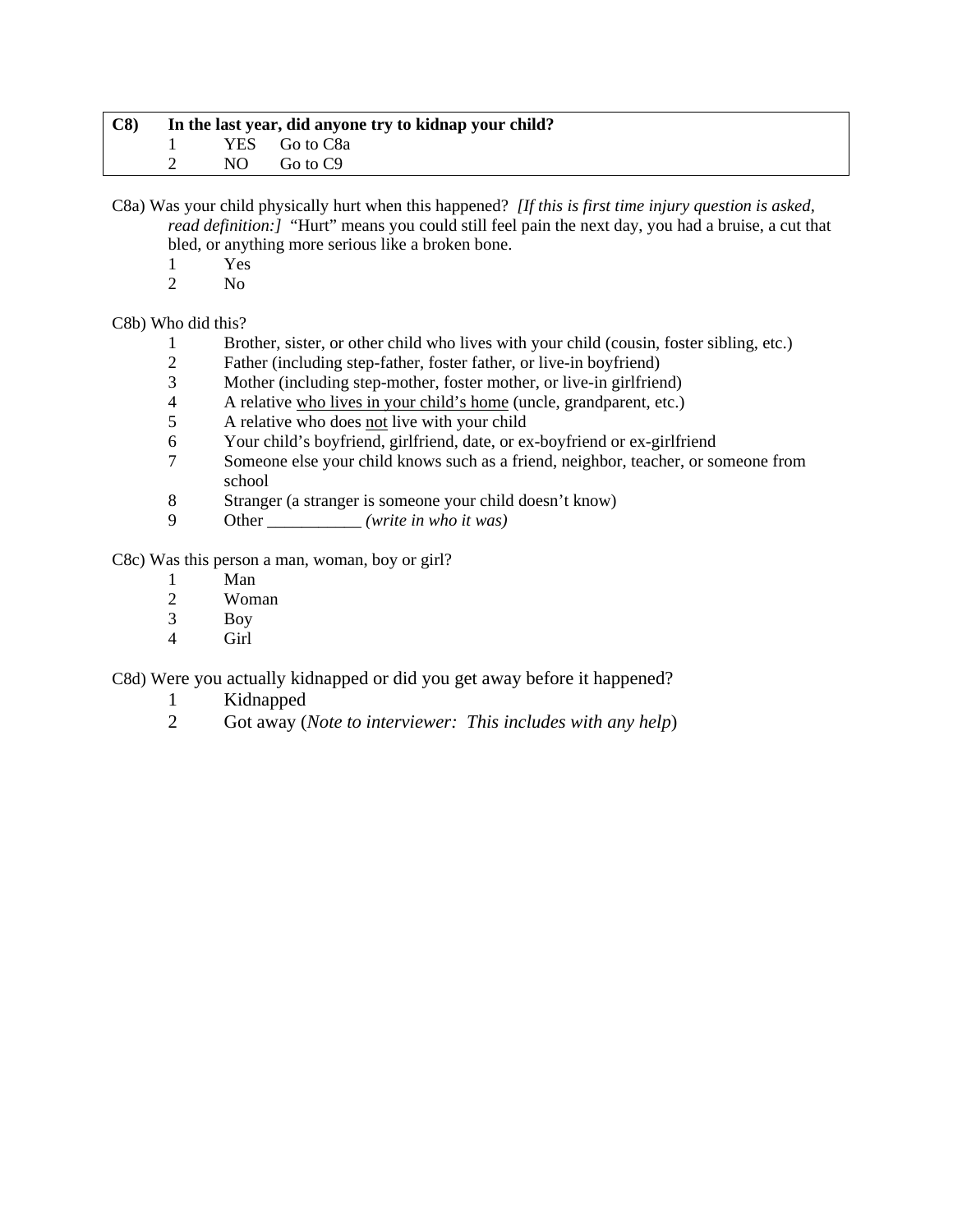**C8) In the last year, did anyone try to kidnap your child?**

1 YES Go to C8a
2 NO Go to C9

C8a) Was your child physically hurt when this happened? *[If this is first time injury question is asked, read definition:]* "Hurt" means you could still feel pain the next day, you had a bruise, a cut that bled, or anything more serious like a broken bone.

1 Yes
2 No

C8b) Who did this?

1 Brother, sister, or other child who lives with your child (cousin, foster sibling, etc.)
2 Father (including step-father, foster father, or live-in boyfriend)
3 Mother (including step-mother, foster mother, or live-in girlfriend)
4 A relative <u>who lives in your child's home</u> (uncle, grandparent, etc.)
5 A relative who does <u>not</u> live with your child
6 Your child's boyfriend, girlfriend, date, or ex-boyfriend or ex-girlfriend
7 Someone else your child knows such as a friend, neighbor, teacher, or someone from school
8 Stranger (a stranger is someone your child doesn't know)
9 Other ___________ *(write in who it was)*

C8c) Was this person a man, woman, boy or girl?

1 Man
2 Woman
3 Boy
4 Girl

C8d) Were you actually kidnapped or did you get away before it happened?

1 Kidnapped
2 Got away (*Note to interviewer: This includes with any help*)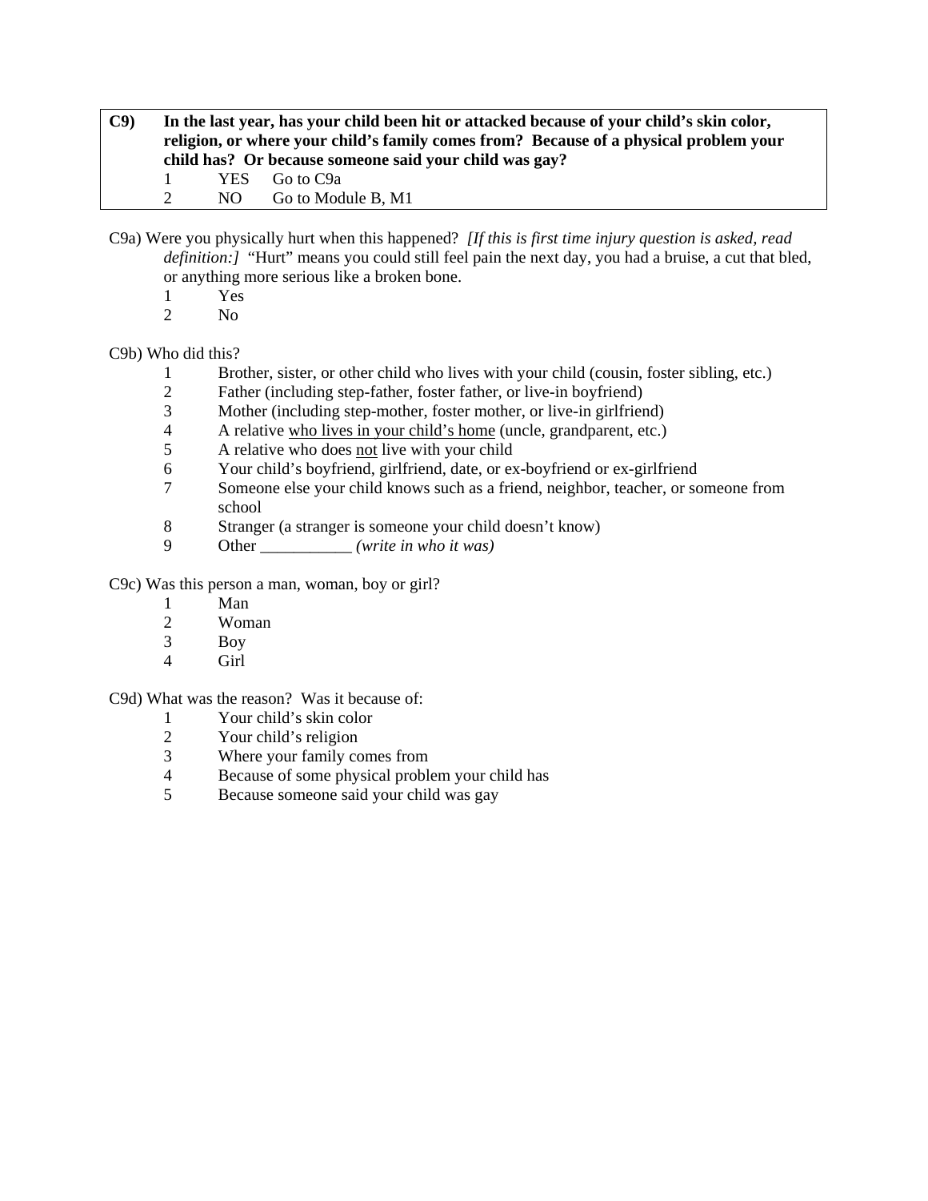**C9) In the last year, has your child been hit or attacked because of your child's skin color, religion, or where your child's family comes from? Because of a physical problem your child has? Or because someone said your child was gay?**

1 YES Go to C9a
2 NO Go to Module B, M1

C9a) Were you physically hurt when this happened? *[If this is first time injury question is asked, read definition:]* "Hurt" means you could still feel pain the next day, you had a bruise, a cut that bled, or anything more serious like a broken bone.

1 Yes
2 No

C9b) Who did this?

1 Brother, sister, or other child who lives with your child (cousin, foster sibling, etc.)
2 Father (including step-father, foster father, or live-in boyfriend)
3 Mother (including step-mother, foster mother, or live-in girlfriend)
4 A relative <u>who lives in your child's home</u> (uncle, grandparent, etc.)
5 A relative who does <u>not</u> live with your child
6 Your child's boyfriend, girlfriend, date, or ex-boyfriend or ex-girlfriend
7 Someone else your child knows such as a friend, neighbor, teacher, or someone from school
8 Stranger (a stranger is someone your child doesn't know)
9 Other ___________ *(write in who it was)*

C9c) Was this person a man, woman, boy or girl?

1 Man
2 Woman
3 Boy
4 Girl

C9d) What was the reason? Was it because of:

1 Your child's skin color
2 Your child's religion
3 Where your family comes from
4 Because of some physical problem your child has
5 Because someone said your child was gay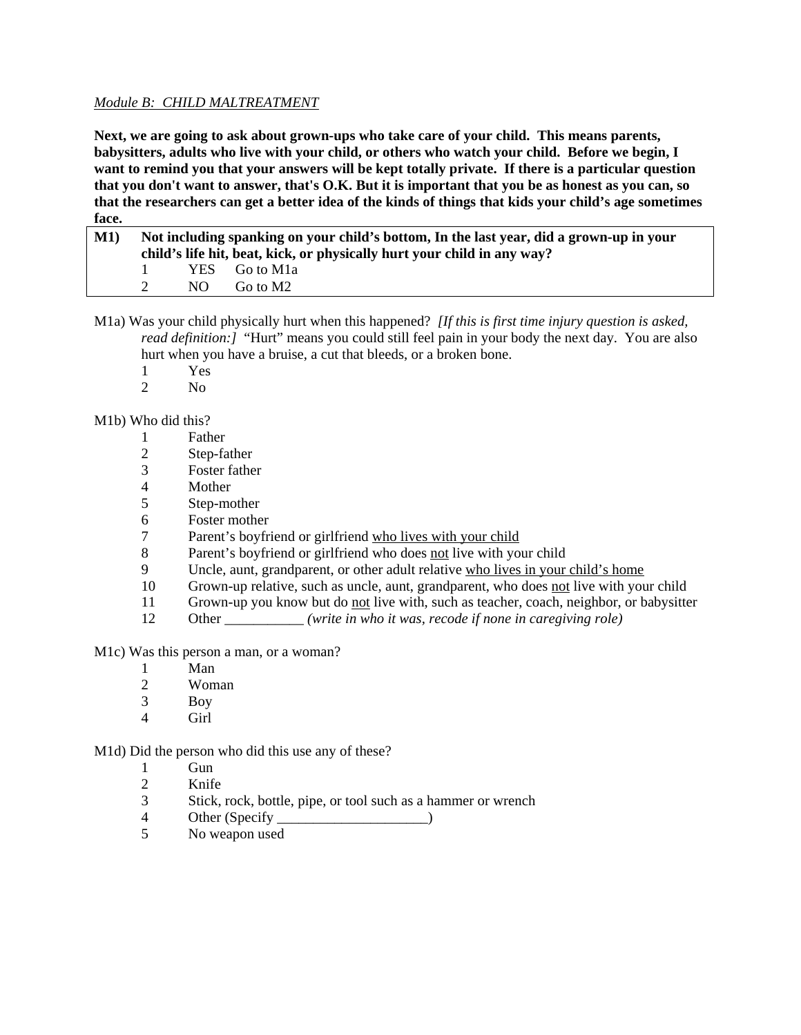*Module B:  CHILD MALTREATMENT*

**Next, we are going to ask about grown-ups who take care of your child.  This means parents, babysitters, adults who live with your child, or others who watch your child.  Before we begin, I want to remind you that your answers will be kept totally private.  If there is a particular question that you don't want to answer, that's O.K. But it is important that you be as honest as you can, so that the researchers can get a better idea of the kinds of things that kids your child's age sometimes face.**

**M1)** **Not including spanking on your child's bottom, In the last year, did a grown-up in your child's life hit, beat, kick, or physically hurt your child in any way?**

1 YES Go to M1a
2 NO Go to M2

M1a) Was your child physically hurt when this happened?  *[If this is first time injury question is asked, read definition:]*  "Hurt" means you could still feel pain in your body the next day.  You are also hurt when you have a bruise, a cut that bleeds, or a broken bone.

1 Yes
2 No

M1b) Who did this?

1 Father
2 Step-father
3 Foster father
4 Mother
5 Step-mother
6 Foster mother
7 Parent's boyfriend or girlfriend <u>who lives with your child</u>
8 Parent's boyfriend or girlfriend who does <u>not</u> live with your child
9 Uncle, aunt, grandparent, or other adult relative <u>who lives in your child's home</u>
10 Grown-up relative, such as uncle, aunt, grandparent, who does <u>not</u> live with your child
11 Grown-up you know but do <u>not</u> live with, such as teacher, coach, neighbor, or babysitter
12 Other ___________ *(write in who it was, recode if none in caregiving role)*

M1c) Was this person a man, or a woman?

1 Man
2 Woman
3 Boy
4 Girl

M1d) Did the person who did this use any of these?

1 Gun
2 Knife
3 Stick, rock, bottle, pipe, or tool such as a hammer or wrench
4 Other (Specify _____________________)
5 No weapon used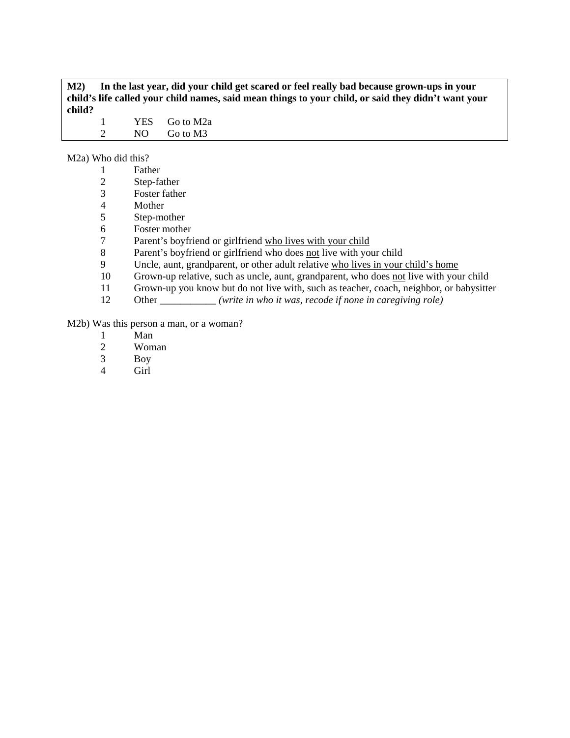**M2) In the last year, did your child get scared or feel really bad because grown-ups in your child's life called your child names, said mean things to your child, or said they didn't want your child?**

1 YES Go to M2a
2 NO Go to M3

M2a) Who did this?

1 Father
2 Step-father
3 Foster father
4 Mother
5 Step-mother
6 Foster mother
7 Parent's boyfriend or girlfriend <u>who lives with your child</u>
8 Parent's boyfriend or girlfriend who does <u>not</u> live with your child
9 Uncle, aunt, grandparent, or other adult relative <u>who lives in your child's home</u>
10 Grown-up relative, such as uncle, aunt, grandparent, who does <u>not</u> live with your child
11 Grown-up you know but do <u>not</u> live with, such as teacher, coach, neighbor, or babysitter
12 Other ___________ *(write in who it was, recode if none in caregiving role)*

M2b) Was this person a man, or a woman?

1 Man
2 Woman
3 Boy
4 Girl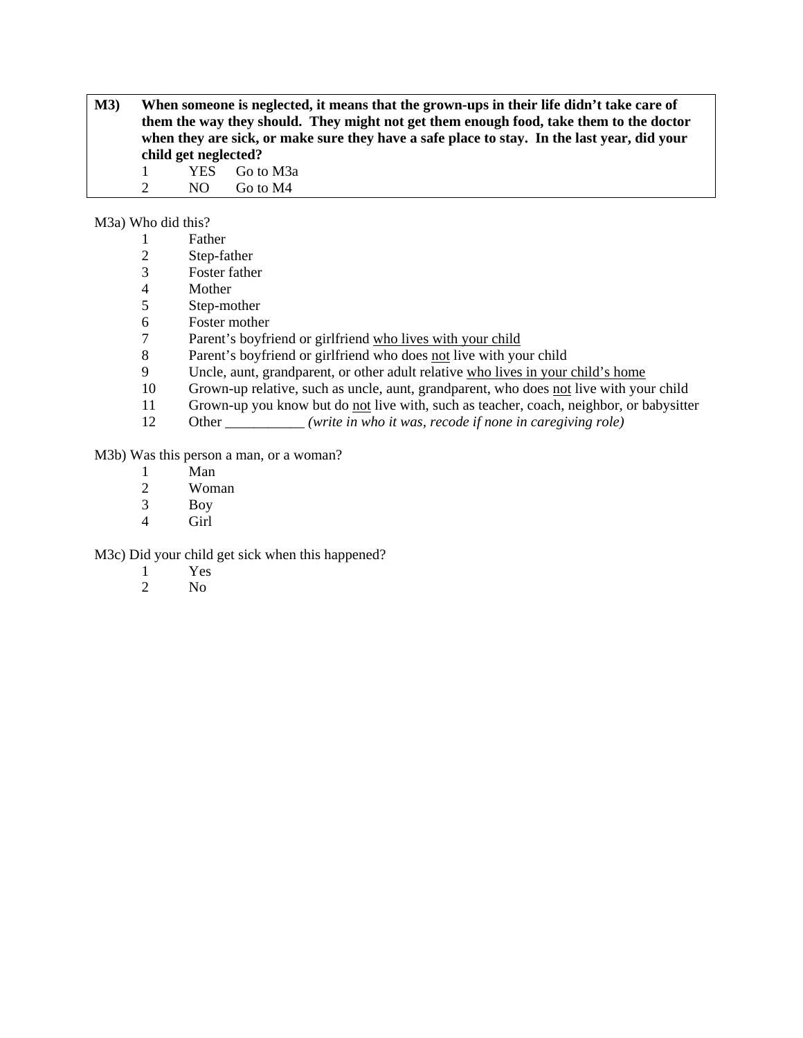**M3)** **When someone is neglected, it means that the grown-ups in their life didn't take care of them the way they should. They might not get them enough food, take them to the doctor when they are sick, or make sure they have a safe place to stay. In the last year, did your child get neglected?**

1 YES Go to M3a
2 NO Go to M4

M3a) Who did this?

1 Father
2 Step-father
3 Foster father
4 Mother
5 Step-mother
6 Foster mother
7 Parent's boyfriend or girlfriend <u>who lives with your child</u>
8 Parent's boyfriend or girlfriend who does <u>not</u> live with your child
9 Uncle, aunt, grandparent, or other adult relative <u>who lives in your child's home</u>
10 Grown-up relative, such as uncle, aunt, grandparent, who does <u>not</u> live with your child
11 Grown-up you know but do <u>not</u> live with, such as teacher, coach, neighbor, or babysitter
12 Other ___________ *(write in who it was, recode if none in caregiving role)*

M3b) Was this person a man, or a woman?

1 Man
2 Woman
3 Boy
4 Girl

M3c) Did your child get sick when this happened?

1 Yes
2 No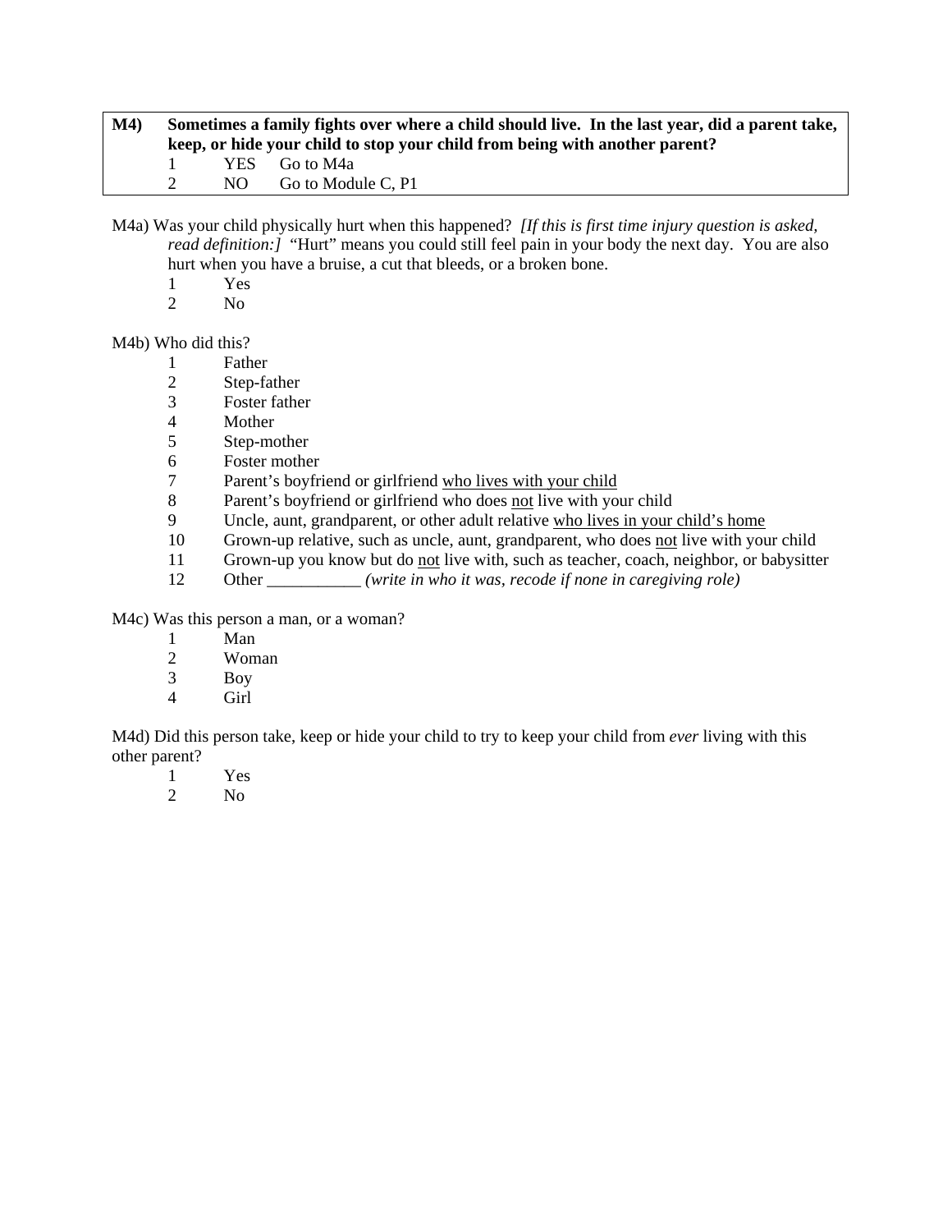**M4) Sometimes a family fights over where a child should live. In the last year, did a parent take, keep, or hide your child to stop your child from being with another parent?**

1 YES Go to M4a
2 NO Go to Module C, P1

M4a) Was your child physically hurt when this happened? *[If this is first time injury question is asked, read definition:]* "Hurt" means you could still feel pain in your body the next day. You are also hurt when you have a bruise, a cut that bleeds, or a broken bone.

1 Yes
2 No

M4b) Who did this?

1 Father
2 Step-father
3 Foster father
4 Mother
5 Step-mother
6 Foster mother
7 Parent's boyfriend or girlfriend <u>who lives with your child</u>
8 Parent's boyfriend or girlfriend who does <u>not</u> live with your child
9 Uncle, aunt, grandparent, or other adult relative <u>who lives in your child's home</u>
10 Grown-up relative, such as uncle, aunt, grandparent, who does <u>not</u> live with your child
11 Grown-up you know but do <u>not</u> live with, such as teacher, coach, neighbor, or babysitter
12 Other ___________ *(write in who it was, recode if none in caregiving role)*

M4c) Was this person a man, or a woman?

1 Man
2 Woman
3 Boy
4 Girl

M4d) Did this person take, keep or hide your child to try to keep your child from *ever* living with this other parent?

1 Yes
2 No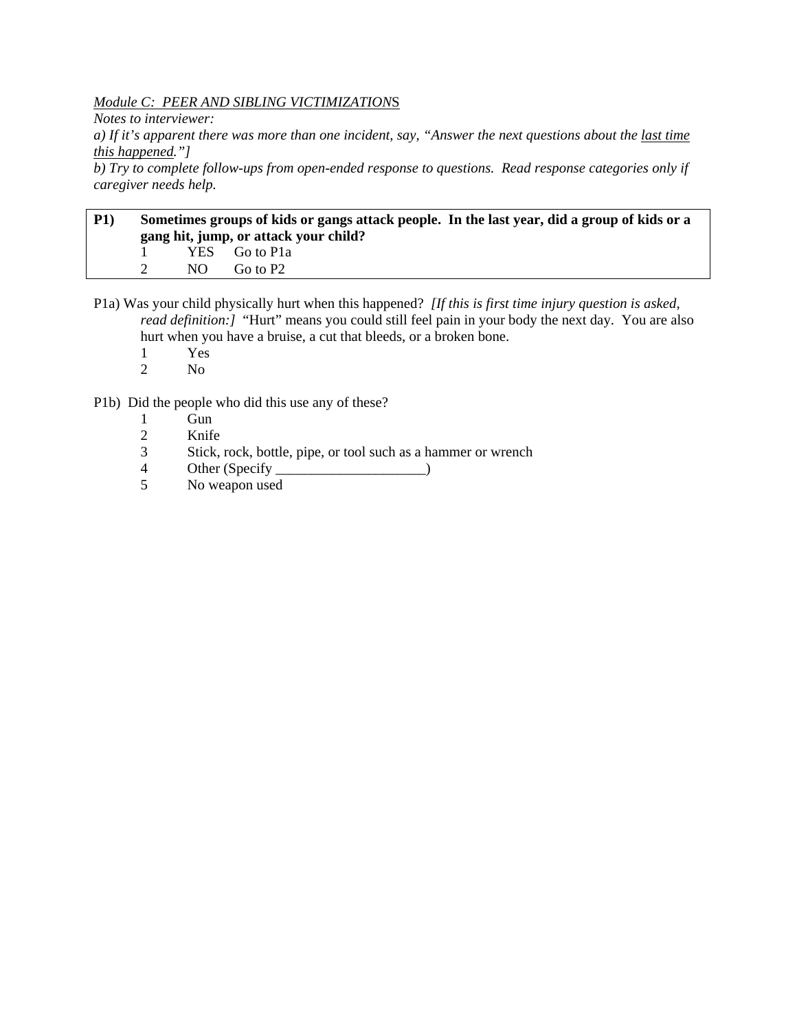*Module C: PEER AND SIBLING VICTIMIZATIONS*

*Notes to interviewer:*

*a) If it's apparent there was more than one incident, say, "Answer the next questions about the last time this happened."]*

*b) Try to complete follow-ups from open-ended response to questions. Read response categories only if caregiver needs help.*

| **P1)** | **Sometimes groups of kids or gangs attack people. In the last year, did a group of kids or a gang hit, jump, or attack your child?** | | |
|---|---|---|---|
| | 1 | YES | Go to P1a |
| | 2 | NO | Go to P2 |

P1a) Was your child physically hurt when this happened? *[If this is first time injury question is asked, read definition:]* "Hurt" means you could still feel pain in your body the next day. You are also hurt when you have a bruise, a cut that bleeds, or a broken bone.

1 Yes
2 No

P1b) Did the people who did this use any of these?

1 Gun
2 Knife
3 Stick, rock, bottle, pipe, or tool such as a hammer or wrench
4 Other (Specify _____________________)
5 No weapon used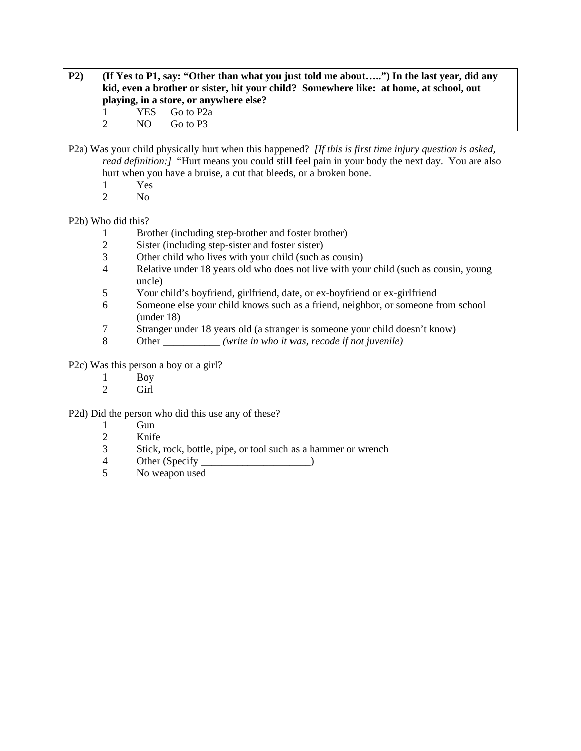**P2) (If Yes to P1, say: "Other than what you just told me about…..") In the last year, did any kid, even a brother or sister, hit your child? Somewhere like: at home, at school, out playing, in a store, or anywhere else?**

1 YES Go to P2a
2 NO Go to P3

P2a) Was your child physically hurt when this happened? *[If this is first time injury question is asked, read definition:]* "Hurt means you could still feel pain in your body the next day. You are also hurt when you have a bruise, a cut that bleeds, or a broken bone.

1 Yes
2 No

P2b) Who did this?

1 Brother (including step-brother and foster brother)
2 Sister (including step-sister and foster sister)
3 Other child <u>who lives with your child</u> (such as cousin)
4 Relative under 18 years old who does <u>not</u> live with your child (such as cousin, young uncle)
5 Your child's boyfriend, girlfriend, date, or ex-boyfriend or ex-girlfriend
6 Someone else your child knows such as a friend, neighbor, or someone from school (under 18)
7 Stranger under 18 years old (a stranger is someone your child doesn't know)
8 Other ___________ *(write in who it was, recode if not juvenile)*

P2c) Was this person a boy or a girl?

1 Boy
2 Girl

P2d) Did the person who did this use any of these?

1 Gun
2 Knife
3 Stick, rock, bottle, pipe, or tool such as a hammer or wrench
4 Other (Specify _____________________)
5 No weapon used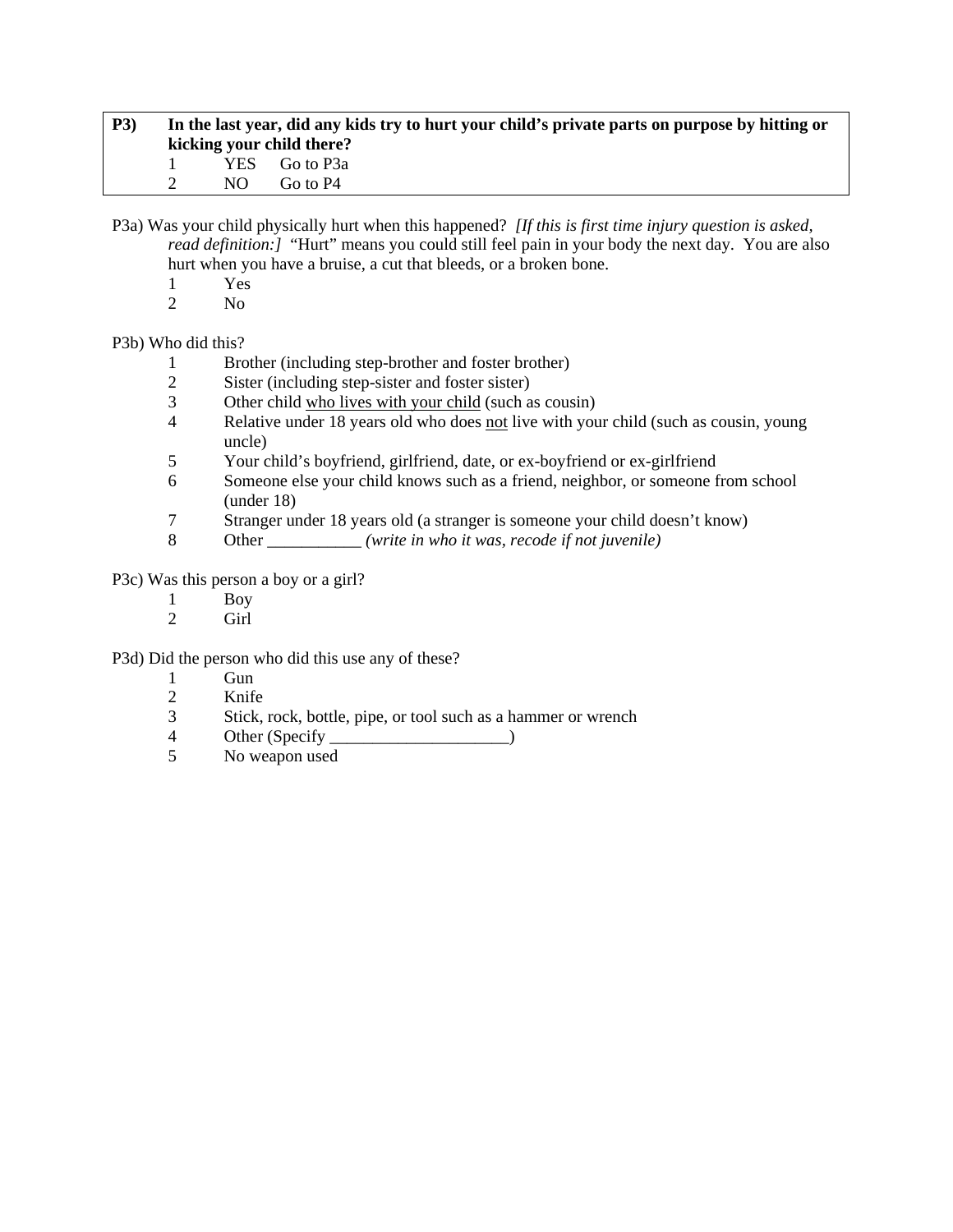**P3)** **In the last year, did any kids try to hurt your child's private parts on purpose by hitting or kicking your child there?**

1 YES Go to P3a
2 NO Go to P4

P3a) Was your child physically hurt when this happened? *[If this is first time injury question is asked, read definition:]* "Hurt" means you could still feel pain in your body the next day. You are also hurt when you have a bruise, a cut that bleeds, or a broken bone.

1 Yes
2 No

P3b) Who did this?

1 Brother (including step-brother and foster brother)
2 Sister (including step-sister and foster sister)
3 Other child <u>who lives with your child</u> (such as cousin)
4 Relative under 18 years old who does <u>not</u> live with your child (such as cousin, young uncle)
5 Your child's boyfriend, girlfriend, date, or ex-boyfriend or ex-girlfriend
6 Someone else your child knows such as a friend, neighbor, or someone from school (under 18)
7 Stranger under 18 years old (a stranger is someone your child doesn't know)
8 Other ___________ *(write in who it was, recode if not juvenile)*

P3c) Was this person a boy or a girl?

1 Boy
2 Girl

P3d) Did the person who did this use any of these?

1 Gun
2 Knife
3 Stick, rock, bottle, pipe, or tool such as a hammer or wrench
4 Other (Specify _____________________)
5 No weapon used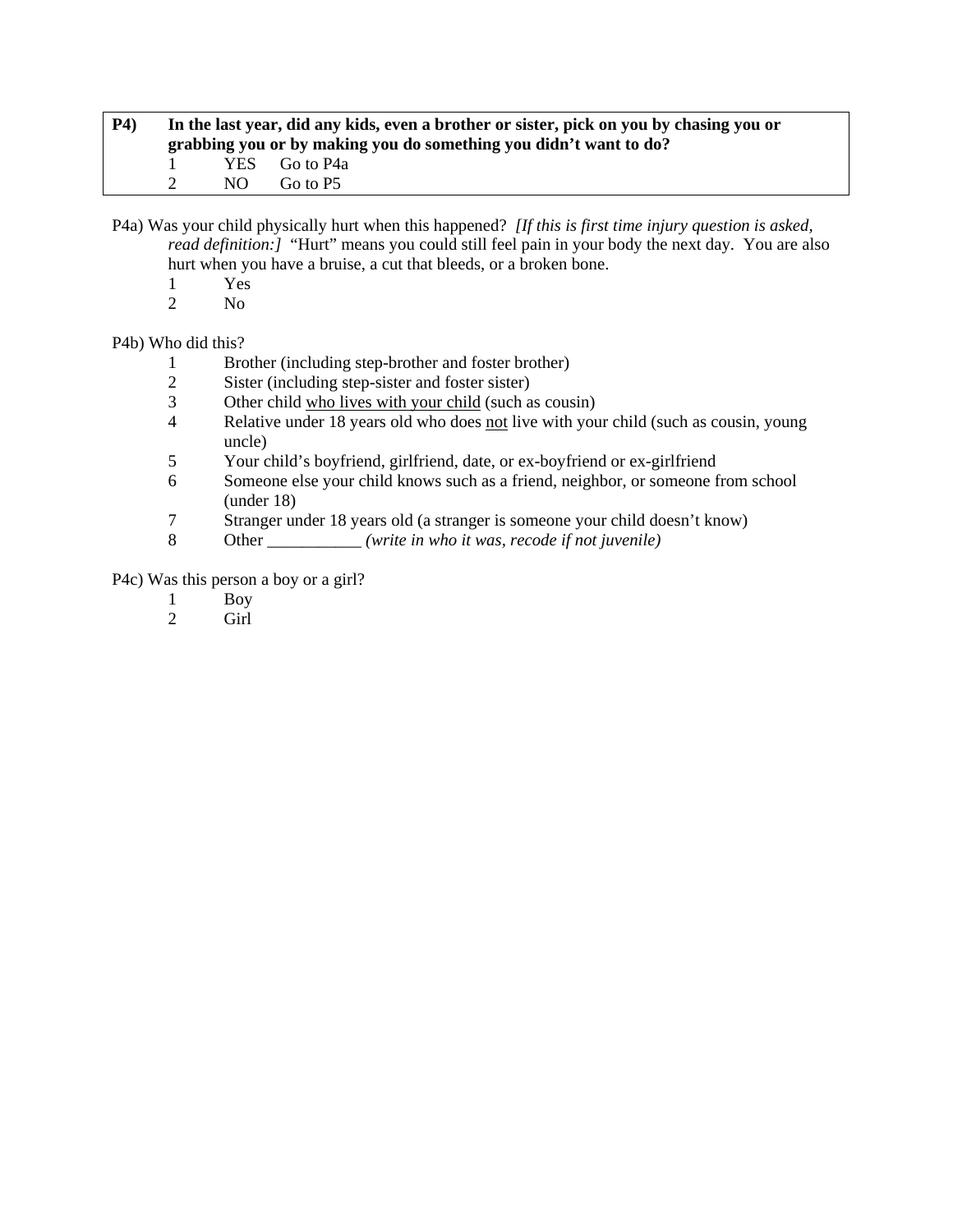**P4)** **In the last year, did any kids, even a brother or sister, pick on you by chasing you or grabbing you or by making you do something you didn't want to do?**

1 YES Go to P4a
2 NO Go to P5

P4a) Was your child physically hurt when this happened? *[If this is first time injury question is asked, read definition:]* "Hurt" means you could still feel pain in your body the next day. You are also hurt when you have a bruise, a cut that bleeds, or a broken bone.

1 Yes
2 No

P4b) Who did this?

1 Brother (including step-brother and foster brother)
2 Sister (including step-sister and foster sister)
3 Other child <u>who lives with your child</u> (such as cousin)
4 Relative under 18 years old who does <u>not</u> live with your child (such as cousin, young uncle)
5 Your child's boyfriend, girlfriend, date, or ex-boyfriend or ex-girlfriend
6 Someone else your child knows such as a friend, neighbor, or someone from school (under 18)
7 Stranger under 18 years old (a stranger is someone your child doesn't know)
8 Other ___________ *(write in who it was, recode if not juvenile)*

P4c) Was this person a boy or a girl?

1 Boy
2 Girl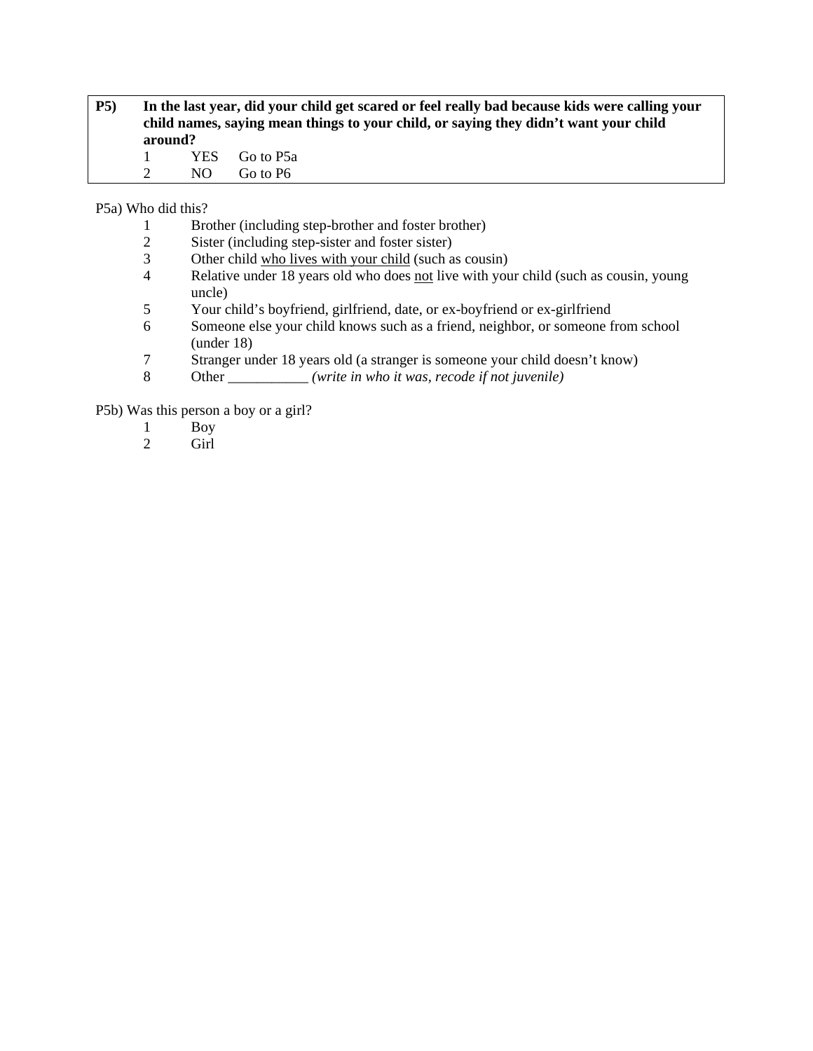**P5) In the last year, did your child get scared or feel really bad because kids were calling your child names, saying mean things to your child, or saying they didn't want your child around?**

1 YES Go to P5a
2 NO Go to P6

P5a) Who did this?

1 Brother (including step-brother and foster brother)
2 Sister (including step-sister and foster sister)
3 Other child <u>who lives with your child</u> (such as cousin)
4 Relative under 18 years old who does <u>not</u> live with your child (such as cousin, young uncle)
5 Your child's boyfriend, girlfriend, date, or ex-boyfriend or ex-girlfriend
6 Someone else your child knows such as a friend, neighbor, or someone from school (under 18)
7 Stranger under 18 years old (a stranger is someone your child doesn't know)
8 Other ___________ *(write in who it was, recode if not juvenile)*

P5b) Was this person a boy or a girl?

1 Boy
2 Girl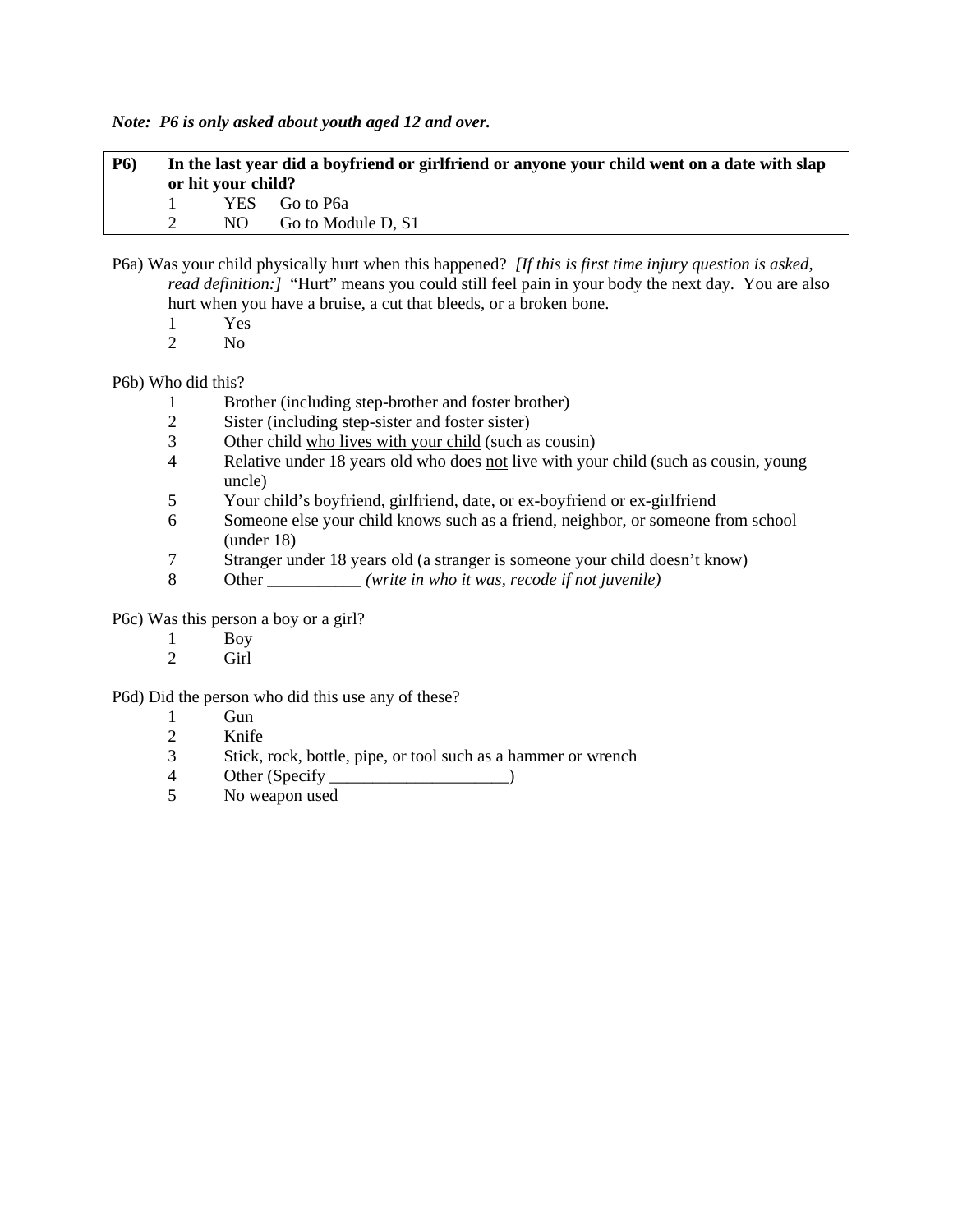***Note: P6 is only asked about youth aged 12 and over.***

**P6) In the last year did a boyfriend or girlfriend or anyone your child went on a date with slap or hit your child?**

1 YES Go to P6a
2 NO Go to Module D, S1

P6a) Was your child physically hurt when this happened? *[If this is first time injury question is asked, read definition:]* "Hurt" means you could still feel pain in your body the next day. You are also hurt when you have a bruise, a cut that bleeds, or a broken bone.

1 Yes
2 No

P6b) Who did this?

1 Brother (including step-brother and foster brother)
2 Sister (including step-sister and foster sister)
3 Other child <u>who lives with your child</u> (such as cousin)
4 Relative under 18 years old who does <u>not</u> live with your child (such as cousin, young uncle)
5 Your child's boyfriend, girlfriend, date, or ex-boyfriend or ex-girlfriend
6 Someone else your child knows such as a friend, neighbor, or someone from school (under 18)
7 Stranger under 18 years old (a stranger is someone your child doesn't know)
8 Other ___________ *(write in who it was, recode if not juvenile)*

P6c) Was this person a boy or a girl?

1 Boy
2 Girl

P6d) Did the person who did this use any of these?

1 Gun
2 Knife
3 Stick, rock, bottle, pipe, or tool such as a hammer or wrench
4 Other (Specify _____________________)
5 No weapon used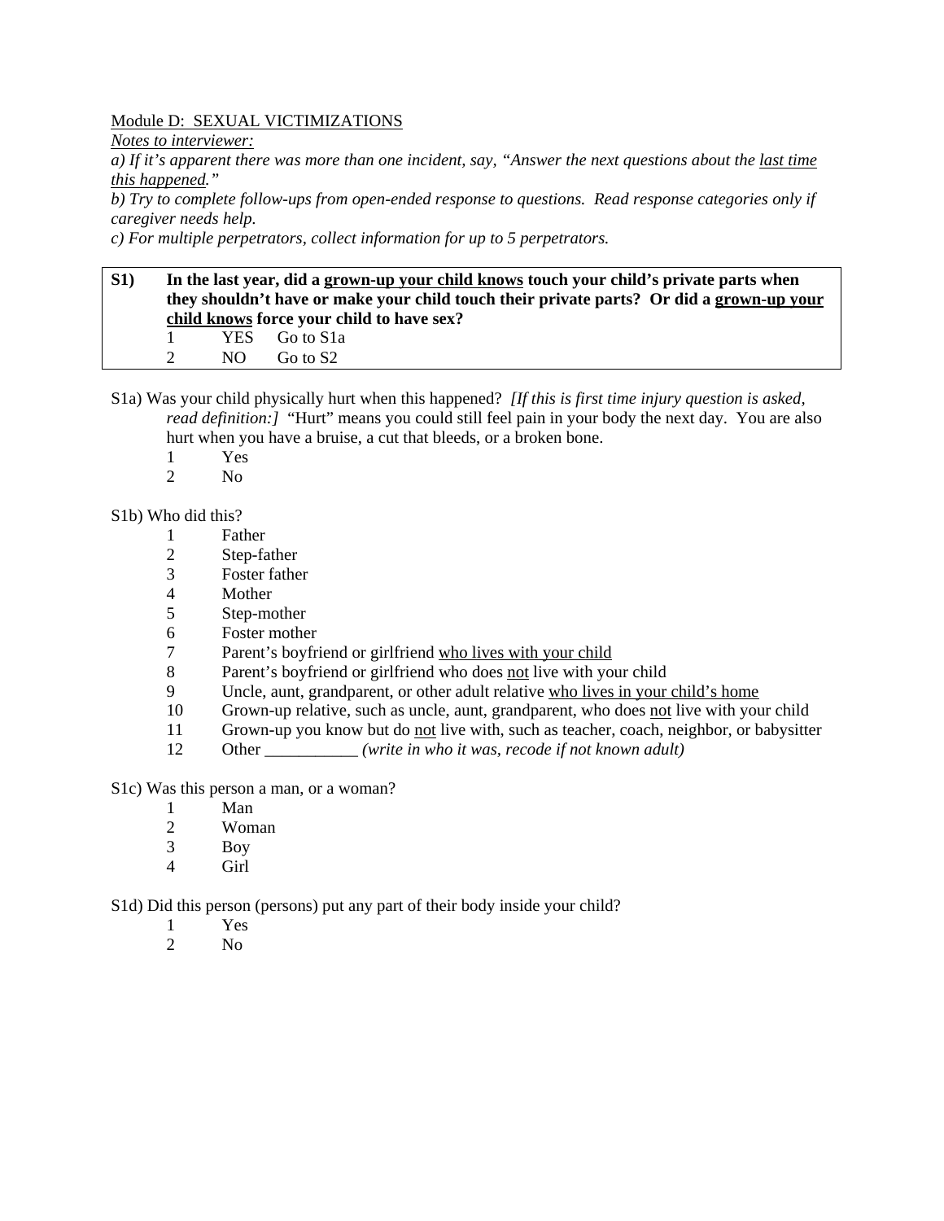Module D: SEXUAL VICTIMIZATIONS

*Notes to interviewer:*

*a) If it's apparent there was more than one incident, say, "Answer the next questions about the last time this happened."*

*b) Try to complete follow-ups from open-ended response to questions. Read response categories only if caregiver needs help.*

*c) For multiple perpetrators, collect information for up to 5 perpetrators.*

**S1) In the last year, did a grown-up your child knows touch your child's private parts when they shouldn't have or make your child touch their private parts? Or did a grown-up your child knows force your child to have sex?**

1 YES Go to S1a
2 NO Go to S2

S1a) Was your child physically hurt when this happened? *[If this is first time injury question is asked, read definition:]* "Hurt" means you could still feel pain in your body the next day. You are also hurt when you have a bruise, a cut that bleeds, or a broken bone.

1 Yes
2 No

S1b) Who did this?

1 Father
2 Step-father
3 Foster father
4 Mother
5 Step-mother
6 Foster mother
7 Parent's boyfriend or girlfriend who lives with your child
8 Parent's boyfriend or girlfriend who does not live with your child
9 Uncle, aunt, grandparent, or other adult relative who lives in your child's home
10 Grown-up relative, such as uncle, aunt, grandparent, who does not live with your child
11 Grown-up you know but do not live with, such as teacher, coach, neighbor, or babysitter
12 Other ___________ *(write in who it was, recode if not known adult)*

S1c) Was this person a man, or a woman?

1 Man
2 Woman
3 Boy
4 Girl

S1d) Did this person (persons) put any part of their body inside your child?

1 Yes
2 No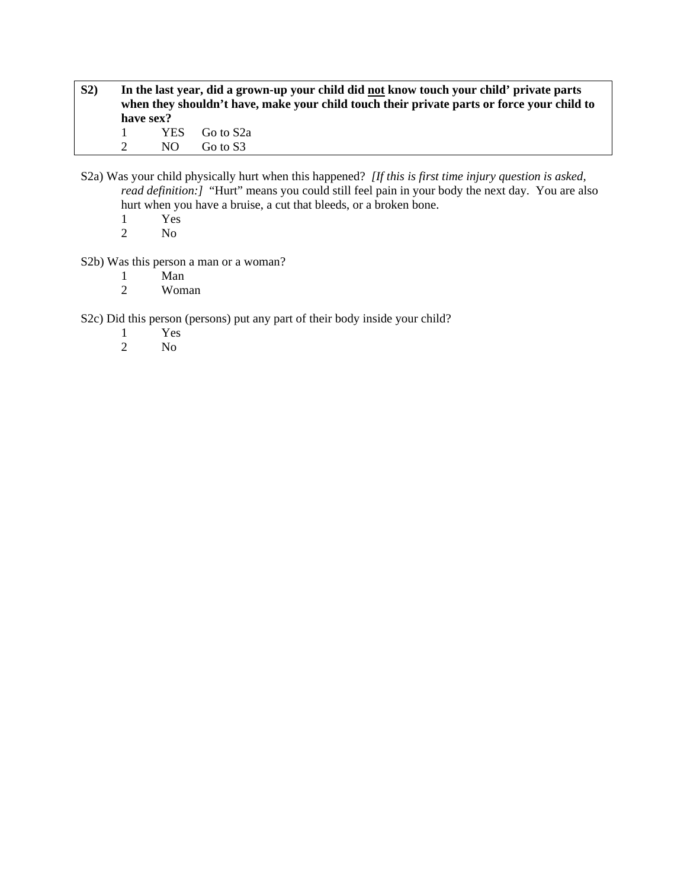**S2)** **In the last year, did a grown-up your child did <u>not</u> know touch your child' private parts when they shouldn't have, make your child touch their private parts or force your child to have sex?**

1 YES Go to S2a
2 NO Go to S3

S2a) Was your child physically hurt when this happened? *[If this is first time injury question is asked, read definition:]* "Hurt" means you could still feel pain in your body the next day. You are also hurt when you have a bruise, a cut that bleeds, or a broken bone.

1 Yes
2 No

S2b) Was this person a man or a woman?

1 Man
2 Woman

S2c) Did this person (persons) put any part of their body inside your child?

1 Yes
2 No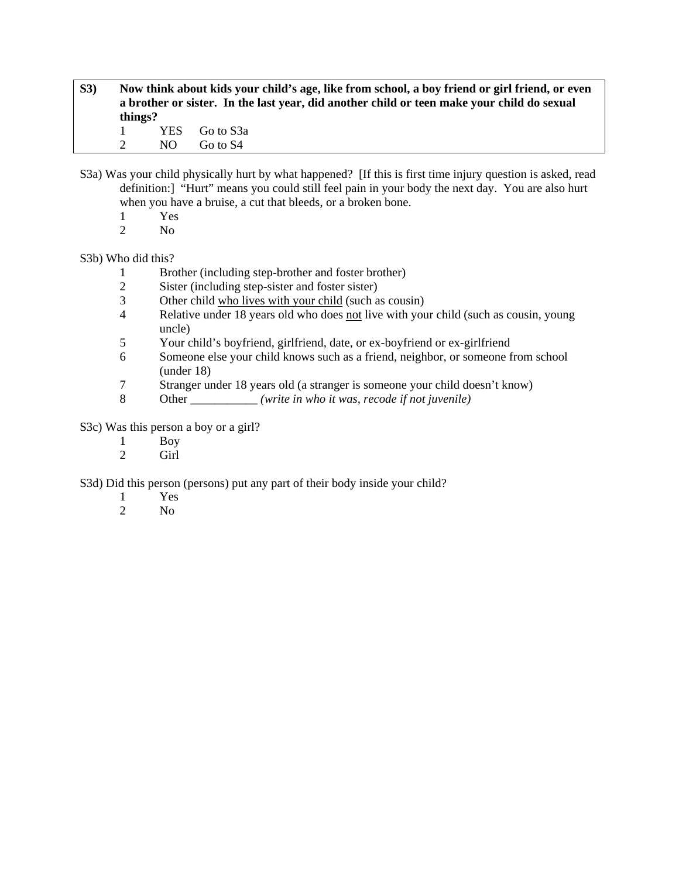**S3)** **Now think about kids your child's age, like from school, a boy friend or girl friend, or even a brother or sister. In the last year, did another child or teen make your child do sexual things?**

1 YES Go to S3a
2 NO Go to S4

S3a) Was your child physically hurt by what happened? [If this is first time injury question is asked, read definition:] "Hurt" means you could still feel pain in your body the next day. You are also hurt when you have a bruise, a cut that bleeds, or a broken bone.

1 Yes
2 No

S3b) Who did this?

1 Brother (including step-brother and foster brother)
2 Sister (including step-sister and foster sister)
3 Other child <u>who lives with your child</u> (such as cousin)
4 Relative under 18 years old who does <u>not</u> live with your child (such as cousin, young uncle)
5 Your child's boyfriend, girlfriend, date, or ex-boyfriend or ex-girlfriend
6 Someone else your child knows such as a friend, neighbor, or someone from school (under 18)
7 Stranger under 18 years old (a stranger is someone your child doesn't know)
8 Other ___________ *(write in who it was, recode if not juvenile)*

S3c) Was this person a boy or a girl?

1 Boy
2 Girl

S3d) Did this person (persons) put any part of their body inside your child?

1 Yes
2 No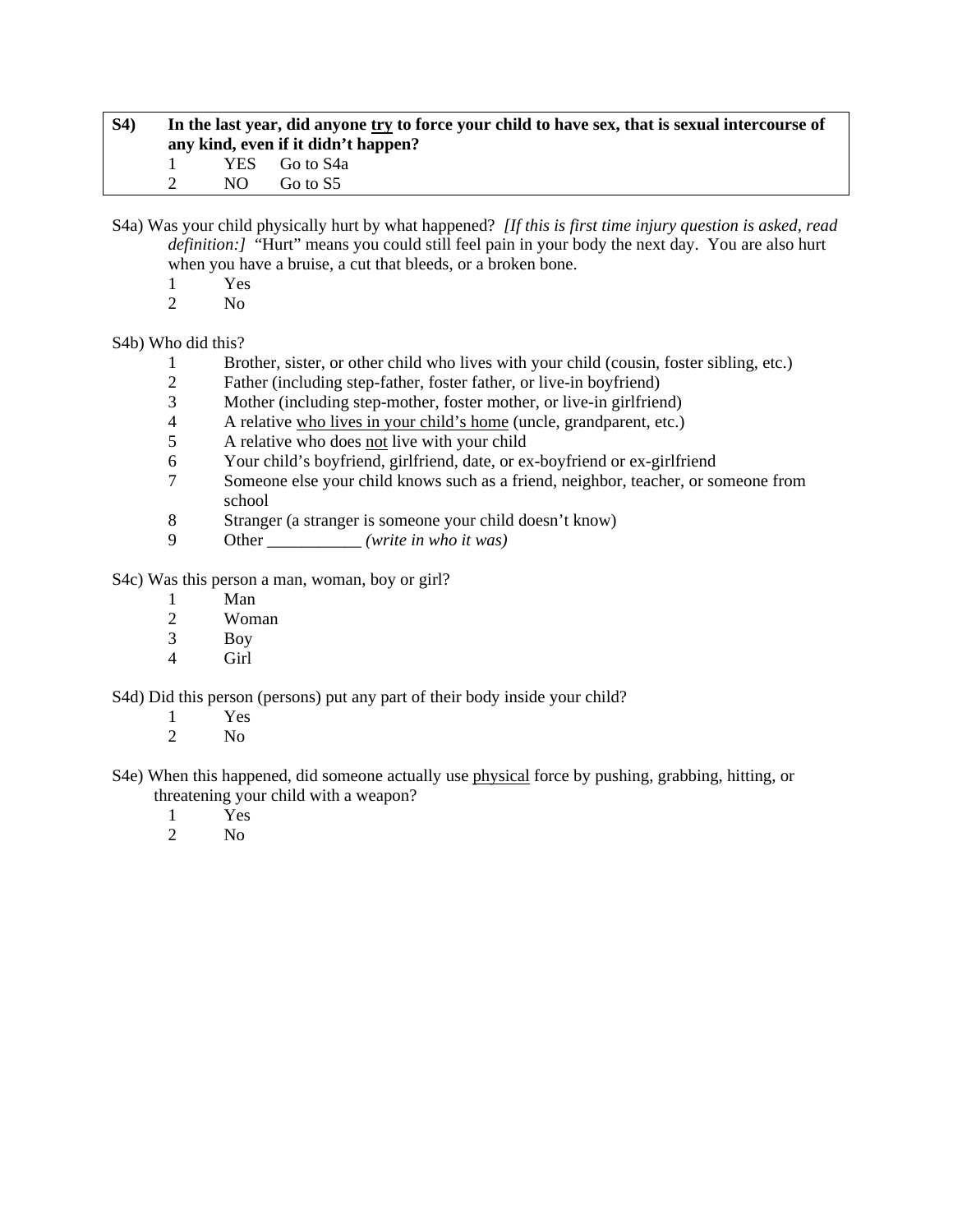**S4)** **In the last year, did anyone <u>try</u> to force your child to have sex, that is sexual intercourse of any kind, even if it didn't happen?**

1 YES Go to S4a
2 NO Go to S5

S4a) Was your child physically hurt by what happened? *[If this is first time injury question is asked, read definition:]* "Hurt" means you could still feel pain in your body the next day. You are also hurt when you have a bruise, a cut that bleeds, or a broken bone.

1 Yes
2 No

S4b) Who did this?

1 Brother, sister, or other child who lives with your child (cousin, foster sibling, etc.)
2 Father (including step-father, foster father, or live-in boyfriend)
3 Mother (including step-mother, foster mother, or live-in girlfriend)
4 A relative <u>who lives in your child's home</u> (uncle, grandparent, etc.)
5 A relative who does <u>not</u> live with your child
6 Your child's boyfriend, girlfriend, date, or ex-boyfriend or ex-girlfriend
7 Someone else your child knows such as a friend, neighbor, teacher, or someone from school
8 Stranger (a stranger is someone your child doesn't know)
9 Other ___________ *(write in who it was)*

S4c) Was this person a man, woman, boy or girl?

1 Man
2 Woman
3 Boy
4 Girl

S4d) Did this person (persons) put any part of their body inside your child?

1 Yes
2 No

S4e) When this happened, did someone actually use <u>physical</u> force by pushing, grabbing, hitting, or threatening your child with a weapon?

1 Yes
2 No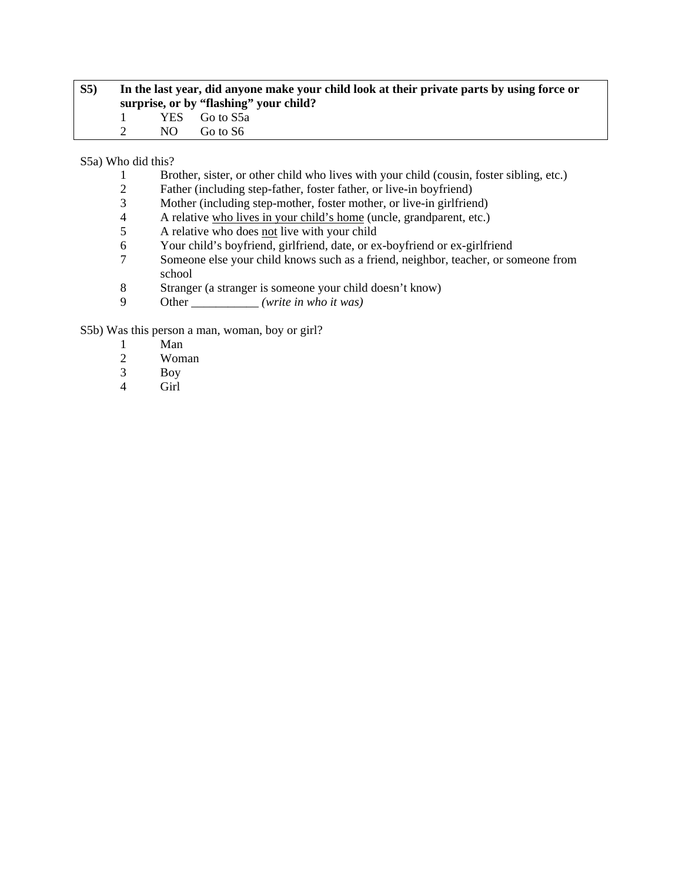**S5) In the last year, did anyone make your child look at their private parts by using force or surprise, or by "flashing" your child?**

1 YES Go to S5a
2 NO Go to S6

S5a) Who did this?

1 Brother, sister, or other child who lives with your child (cousin, foster sibling, etc.)
2 Father (including step-father, foster father, or live-in boyfriend)
3 Mother (including step-mother, foster mother, or live-in girlfriend)
4 A relative <u>who lives in your child's home</u> (uncle, grandparent, etc.)
5 A relative who does <u>not</u> live with your child
6 Your child's boyfriend, girlfriend, date, or ex-boyfriend or ex-girlfriend
7 Someone else your child knows such as a friend, neighbor, teacher, or someone from school
8 Stranger (a stranger is someone your child doesn't know)
9 Other ___________ *(write in who it was)*

S5b) Was this person a man, woman, boy or girl?

1 Man
2 Woman
3 Boy
4 Girl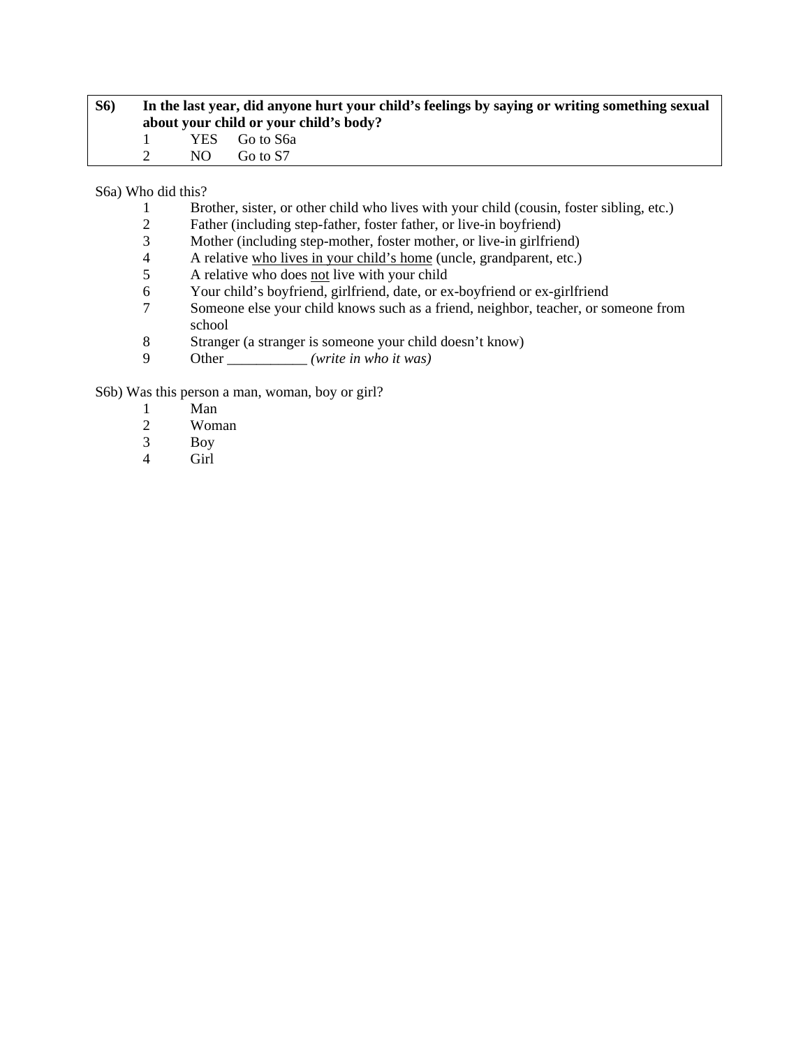**S6) In the last year, did anyone hurt your child's feelings by saying or writing something sexual about your child or your child's body?**

1 YES Go to S6a
2 NO Go to S7

S6a) Who did this?

1 Brother, sister, or other child who lives with your child (cousin, foster sibling, etc.)
2 Father (including step-father, foster father, or live-in boyfriend)
3 Mother (including step-mother, foster mother, or live-in girlfriend)
4 A relative who lives in your child's home (uncle, grandparent, etc.)
5 A relative who does not live with your child
6 Your child's boyfriend, girlfriend, date, or ex-boyfriend or ex-girlfriend
7 Someone else your child knows such as a friend, neighbor, teacher, or someone from school
8 Stranger (a stranger is someone your child doesn't know)
9 Other ___________ *(write in who it was)*

S6b) Was this person a man, woman, boy or girl?

1 Man
2 Woman
3 Boy
4 Girl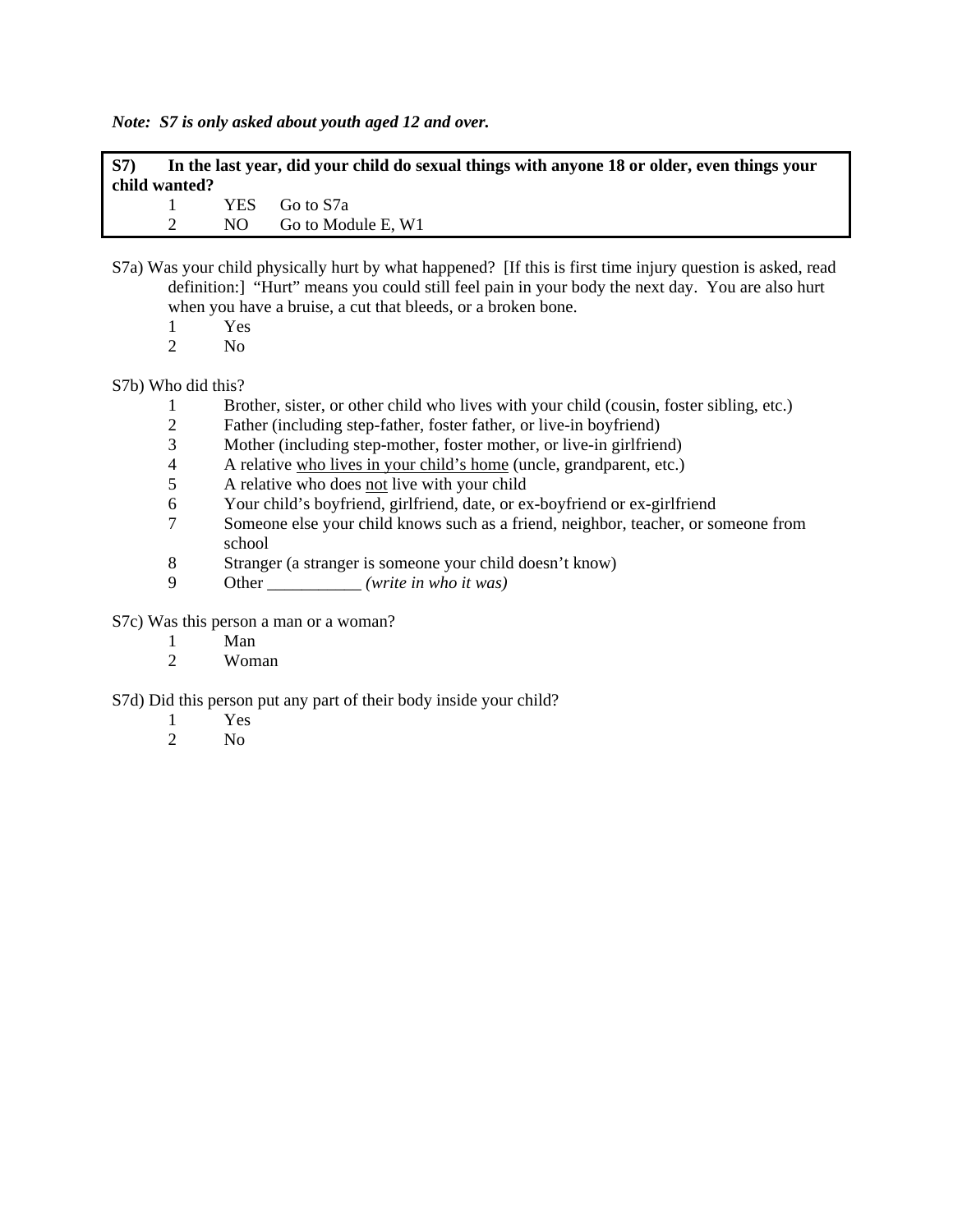***Note: S7 is only asked about youth aged 12 and over.***

**S7) In the last year, did your child do sexual things with anyone 18 or older, even things your child wanted?**

1 YES Go to S7a
2 NO Go to Module E, W1

S7a) Was your child physically hurt by what happened? [If this is first time injury question is asked, read definition:] "Hurt" means you could still feel pain in your body the next day. You are also hurt when you have a bruise, a cut that bleeds, or a broken bone.

1 Yes
2 No

S7b) Who did this?

1 Brother, sister, or other child who lives with your child (cousin, foster sibling, etc.)
2 Father (including step-father, foster father, or live-in boyfriend)
3 Mother (including step-mother, foster mother, or live-in girlfriend)
4 A relative <u>who lives in your child's home</u> (uncle, grandparent, etc.)
5 A relative who does <u>not</u> live with your child
6 Your child's boyfriend, girlfriend, date, or ex-boyfriend or ex-girlfriend
7 Someone else your child knows such as a friend, neighbor, teacher, or someone from school
8 Stranger (a stranger is someone your child doesn't know)
9 Other ___________ *(write in who it was)*

S7c) Was this person a man or a woman?

1 Man
2 Woman

S7d) Did this person put any part of their body inside your child?

1 Yes
2 No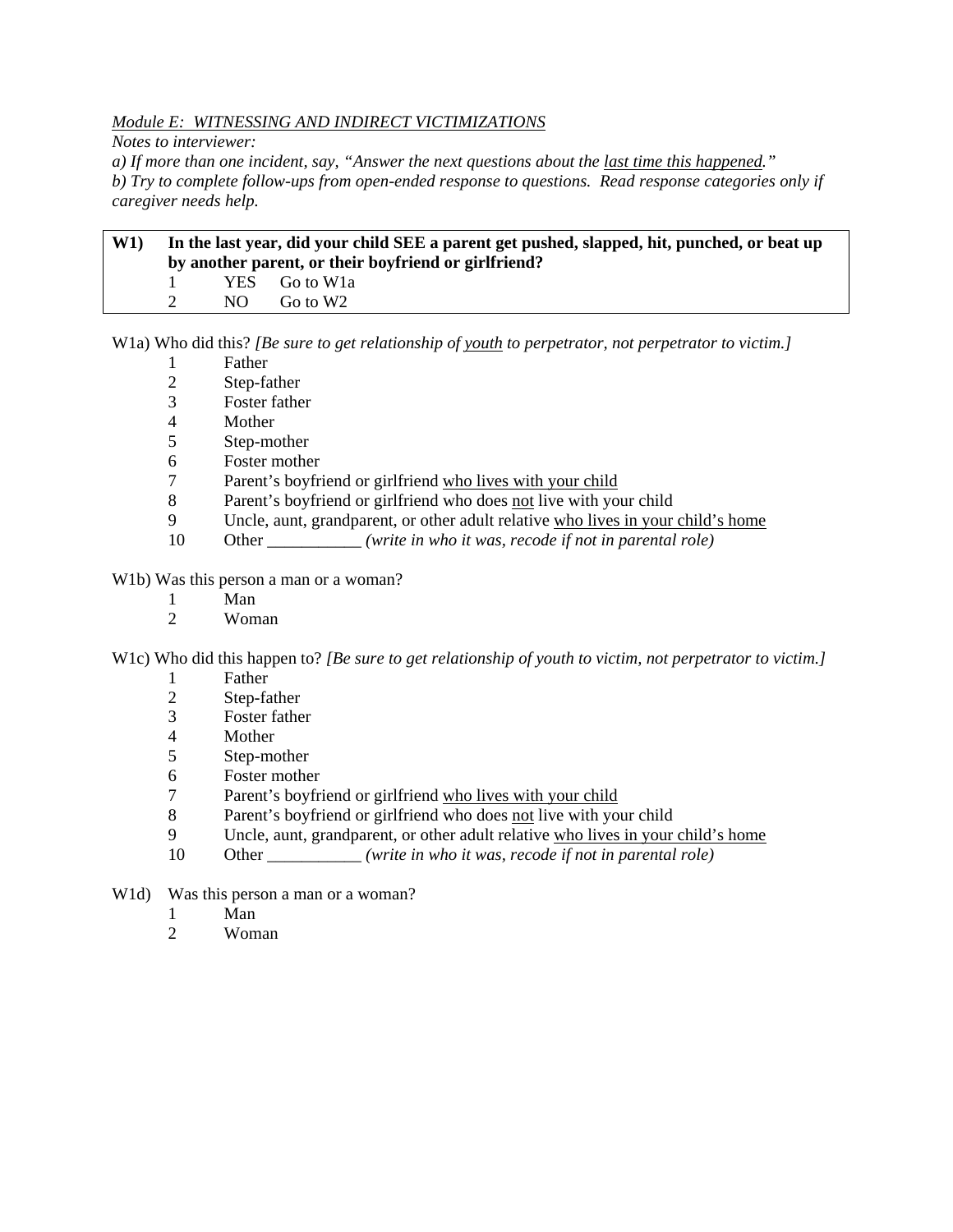*Module E: WITNESSING AND INDIRECT VICTIMIZATIONS*

*Notes to interviewer:*

*a) If more than one incident, say, "Answer the next questions about the last time this happened."*

*b) Try to complete follow-ups from open-ended response to questions. Read response categories only if caregiver needs help.*

**W1) In the last year, did your child SEE a parent get pushed, slapped, hit, punched, or beat up by another parent, or their boyfriend or girlfriend?**

1 YES Go to W1a
2 NO Go to W2

W1a) Who did this? *[Be sure to get relationship of youth to perpetrator, not perpetrator to victim.]*

1 Father
2 Step-father
3 Foster father
4 Mother
5 Step-mother
6 Foster mother
7 Parent's boyfriend or girlfriend who lives with your child
8 Parent's boyfriend or girlfriend who does not live with your child
9 Uncle, aunt, grandparent, or other adult relative who lives in your child's home
10 Other ___________ *(write in who it was, recode if not in parental role)*

W1b) Was this person a man or a woman?

1 Man
2 Woman

W1c) Who did this happen to? *[Be sure to get relationship of youth to victim, not perpetrator to victim.]*

1 Father
2 Step-father
3 Foster father
4 Mother
5 Step-mother
6 Foster mother
7 Parent's boyfriend or girlfriend who lives with your child
8 Parent's boyfriend or girlfriend who does not live with your child
9 Uncle, aunt, grandparent, or other adult relative who lives in your child's home
10 Other ___________ *(write in who it was, recode if not in parental role)*

W1d) Was this person a man or a woman?

1 Man
2 Woman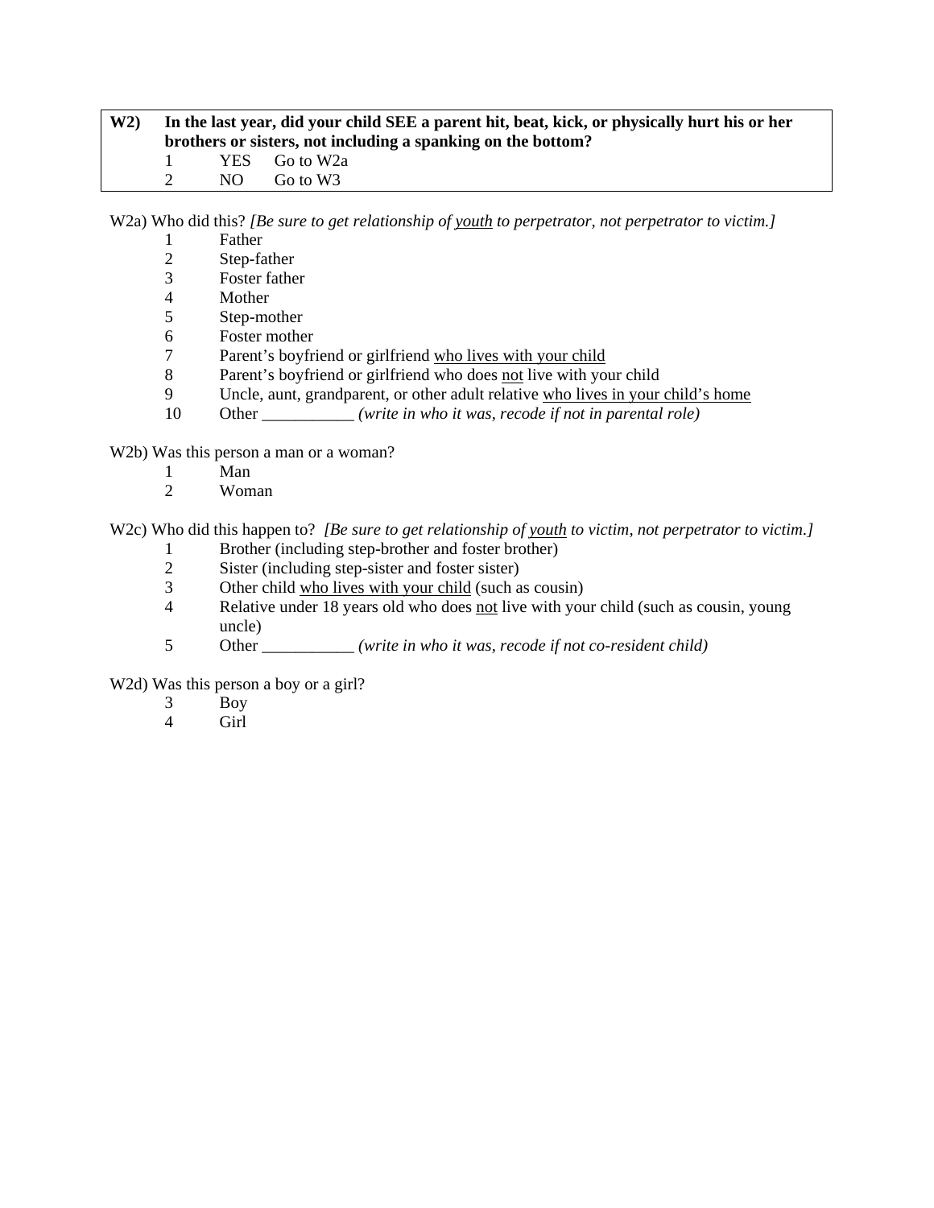**W2) In the last year, did your child SEE a parent hit, beat, kick, or physically hurt his or her brothers or sisters, not including a spanking on the bottom?**

1 YES Go to W2a
2 NO Go to W3

W2a) Who did this? *[Be sure to get relationship of youth to perpetrator, not perpetrator to victim.]*

1 Father
2 Step-father
3 Foster father
4 Mother
5 Step-mother
6 Foster mother
7 Parent's boyfriend or girlfriend who lives with your child
8 Parent's boyfriend or girlfriend who does not live with your child
9 Uncle, aunt, grandparent, or other adult relative who lives in your child's home
10 Other ___________ *(write in who it was, recode if not in parental role)*

W2b) Was this person a man or a woman?

1 Man
2 Woman

W2c) Who did this happen to? *[Be sure to get relationship of youth to victim, not perpetrator to victim.]*

1 Brother (including step-brother and foster brother)
2 Sister (including step-sister and foster sister)
3 Other child who lives with your child (such as cousin)
4 Relative under 18 years old who does not live with your child (such as cousin, young uncle)
5 Other ___________ *(write in who it was, recode if not co-resident child)*

W2d) Was this person a boy or a girl?

3 Boy
4 Girl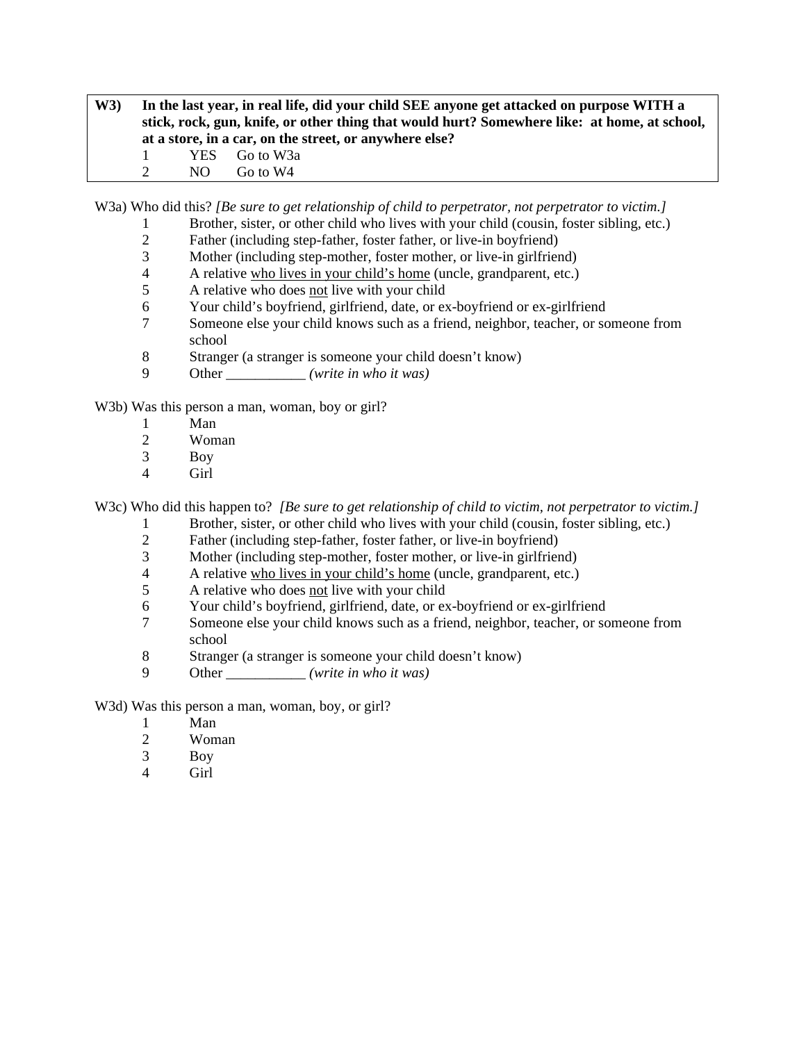**W3) In the last year, in real life, did your child SEE anyone get attacked on purpose WITH a stick, rock, gun, knife, or other thing that would hurt? Somewhere like: at home, at school, at a store, in a car, on the street, or anywhere else?**

1 YES Go to W3a
2 NO Go to W4

W3a) Who did this? *[Be sure to get relationship of child to perpetrator, not perpetrator to victim.]*

1 Brother, sister, or other child who lives with your child (cousin, foster sibling, etc.)
2 Father (including step-father, foster father, or live-in boyfriend)
3 Mother (including step-mother, foster mother, or live-in girlfriend)
4 A relative <u>who lives in your child's home</u> (uncle, grandparent, etc.)
5 A relative who does <u>not</u> live with your child
6 Your child's boyfriend, girlfriend, date, or ex-boyfriend or ex-girlfriend
7 Someone else your child knows such as a friend, neighbor, teacher, or someone from school
8 Stranger (a stranger is someone your child doesn't know)
9 Other ___________ *(write in who it was)*

W3b) Was this person a man, woman, boy or girl?

1 Man
2 Woman
3 Boy
4 Girl

W3c) Who did this happen to? *[Be sure to get relationship of child to victim, not perpetrator to victim.]*

1 Brother, sister, or other child who lives with your child (cousin, foster sibling, etc.)
2 Father (including step-father, foster father, or live-in boyfriend)
3 Mother (including step-mother, foster mother, or live-in girlfriend)
4 A relative <u>who lives in your child's home</u> (uncle, grandparent, etc.)
5 A relative who does <u>not</u> live with your child
6 Your child's boyfriend, girlfriend, date, or ex-boyfriend or ex-girlfriend
7 Someone else your child knows such as a friend, neighbor, teacher, or someone from school
8 Stranger (a stranger is someone your child doesn't know)
9 Other ___________ *(write in who it was)*

W3d) Was this person a man, woman, boy, or girl?

1 Man
2 Woman
3 Boy
4 Girl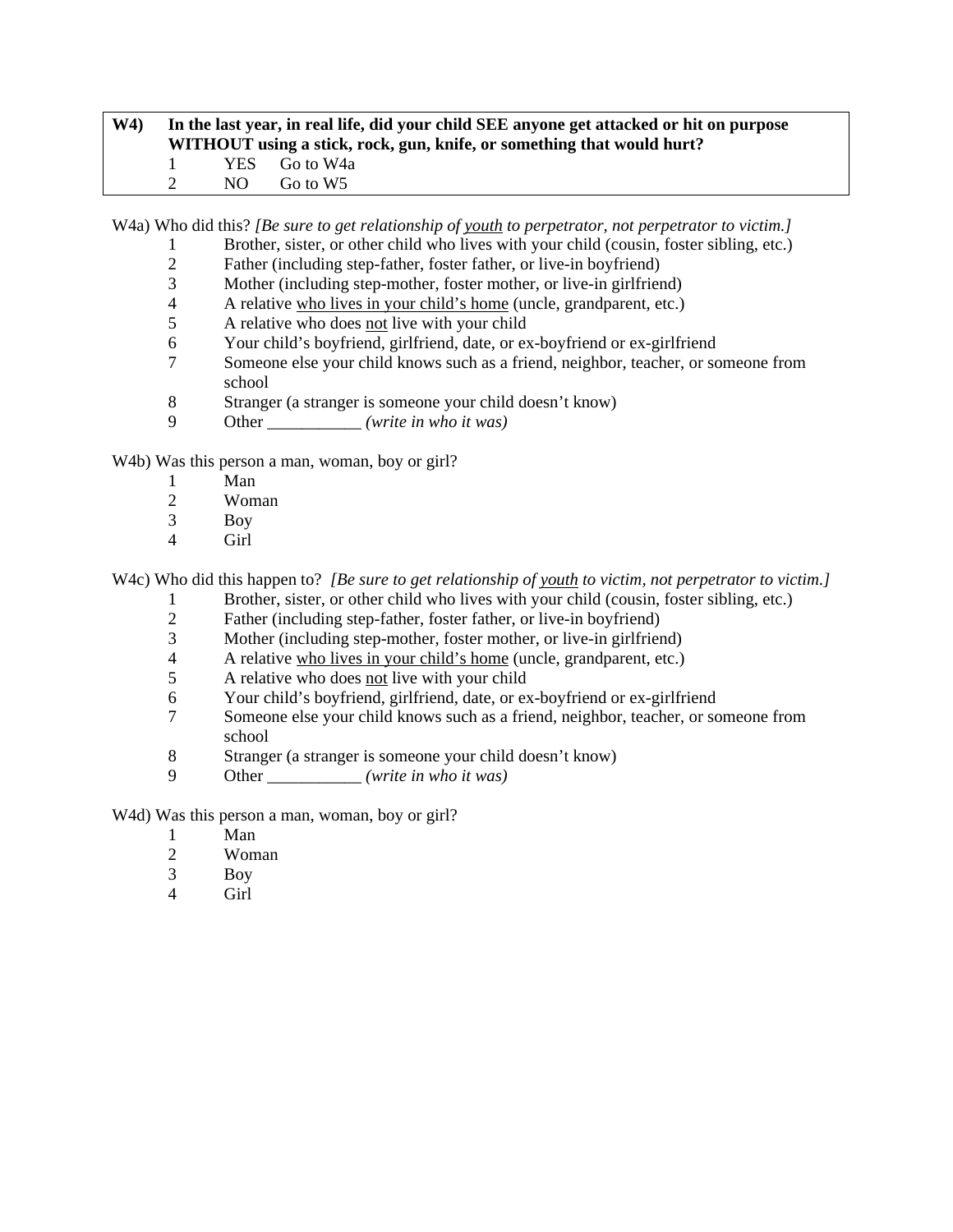**W4) In the last year, in real life, did your child SEE anyone get attacked or hit on purpose WITHOUT using a stick, rock, gun, knife, or something that would hurt?**

1 YES Go to W4a
2 NO Go to W5

W4a) Who did this? *[Be sure to get relationship of youth to perpetrator, not perpetrator to victim.]*

1 Brother, sister, or other child who lives with your child (cousin, foster sibling, etc.)
2 Father (including step-father, foster father, or live-in boyfriend)
3 Mother (including step-mother, foster mother, or live-in girlfriend)
4 A relative who lives in your child's home (uncle, grandparent, etc.)
5 A relative who does not live with your child
6 Your child's boyfriend, girlfriend, date, or ex-boyfriend or ex-girlfriend
7 Someone else your child knows such as a friend, neighbor, teacher, or someone from school
8 Stranger (a stranger is someone your child doesn't know)
9 Other ___________ *(write in who it was)*

W4b) Was this person a man, woman, boy or girl?

1 Man
2 Woman
3 Boy
4 Girl

W4c) Who did this happen to? *[Be sure to get relationship of youth to victim, not perpetrator to victim.]*

1 Brother, sister, or other child who lives with your child (cousin, foster sibling, etc.)
2 Father (including step-father, foster father, or live-in boyfriend)
3 Mother (including step-mother, foster mother, or live-in girlfriend)
4 A relative who lives in your child's home (uncle, grandparent, etc.)
5 A relative who does not live with your child
6 Your child's boyfriend, girlfriend, date, or ex-boyfriend or ex-girlfriend
7 Someone else your child knows such as a friend, neighbor, teacher, or someone from school
8 Stranger (a stranger is someone your child doesn't know)
9 Other ___________ *(write in who it was)*

W4d) Was this person a man, woman, boy or girl?

1 Man
2 Woman
3 Boy
4 Girl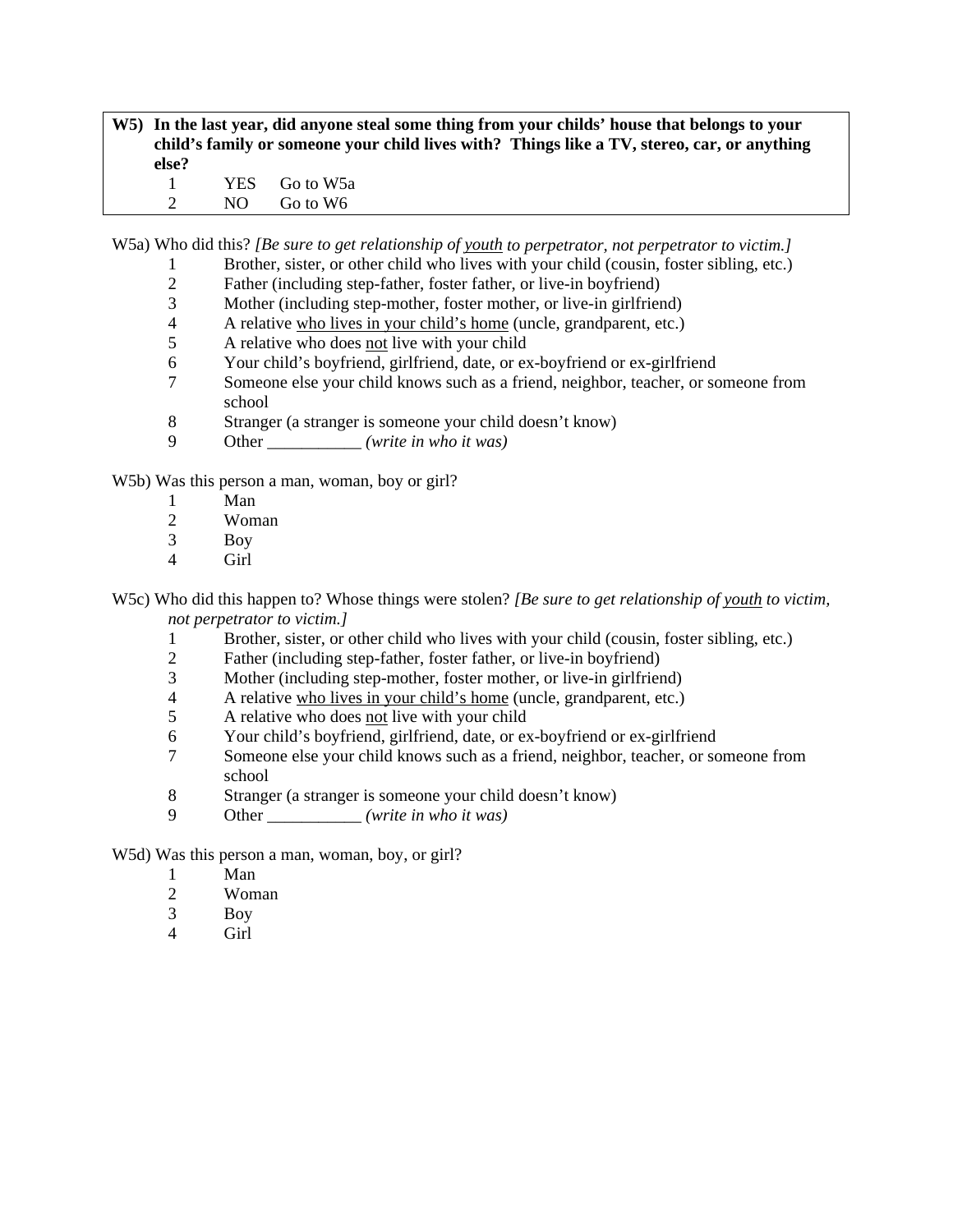**W5) In the last year, did anyone steal some thing from your childs' house that belongs to your child's family or someone your child lives with? Things like a TV, stereo, car, or anything else?**

1 YES Go to W5a
2 NO Go to W6

W5a) Who did this? *[Be sure to get relationship of youth to perpetrator, not perpetrator to victim.]*

1 Brother, sister, or other child who lives with your child (cousin, foster sibling, etc.)
2 Father (including step-father, foster father, or live-in boyfriend)
3 Mother (including step-mother, foster mother, or live-in girlfriend)
4 A relative who lives in your child's home (uncle, grandparent, etc.)
5 A relative who does not live with your child
6 Your child's boyfriend, girlfriend, date, or ex-boyfriend or ex-girlfriend
7 Someone else your child knows such as a friend, neighbor, teacher, or someone from school
8 Stranger (a stranger is someone your child doesn't know)
9 Other ___________ *(write in who it was)*

W5b) Was this person a man, woman, boy or girl?

1 Man
2 Woman
3 Boy
4 Girl

W5c) Who did this happen to? Whose things were stolen? *[Be sure to get relationship of youth to victim, not perpetrator to victim.]*

1 Brother, sister, or other child who lives with your child (cousin, foster sibling, etc.)
2 Father (including step-father, foster father, or live-in boyfriend)
3 Mother (including step-mother, foster mother, or live-in girlfriend)
4 A relative who lives in your child's home (uncle, grandparent, etc.)
5 A relative who does not live with your child
6 Your child's boyfriend, girlfriend, date, or ex-boyfriend or ex-girlfriend
7 Someone else your child knows such as a friend, neighbor, teacher, or someone from school
8 Stranger (a stranger is someone your child doesn't know)
9 Other ___________ *(write in who it was)*

W5d) Was this person a man, woman, boy, or girl?

1 Man
2 Woman
3 Boy
4 Girl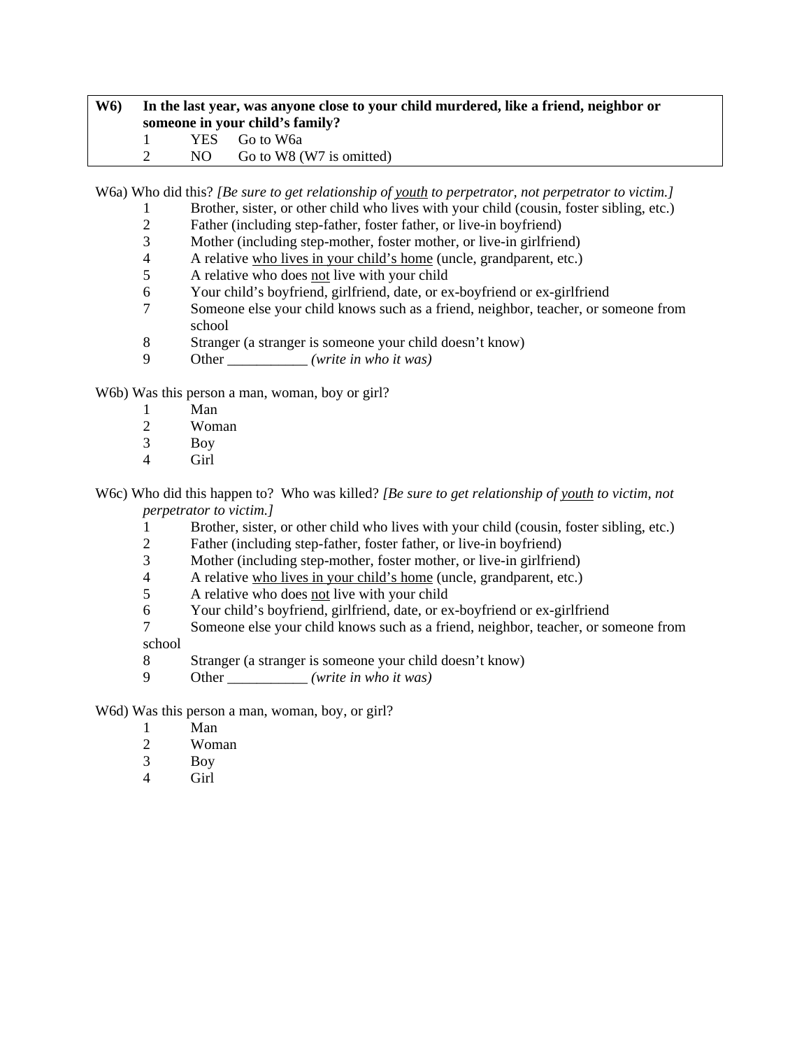**W6) In the last year, was anyone close to your child murdered, like a friend, neighbor or someone in your child's family?**

1 YES Go to W6a
2 NO Go to W8 (W7 is omitted)

W6a) Who did this? *[Be sure to get relationship of youth to perpetrator, not perpetrator to victim.]*

1 Brother, sister, or other child who lives with your child (cousin, foster sibling, etc.)
2 Father (including step-father, foster father, or live-in boyfriend)
3 Mother (including step-mother, foster mother, or live-in girlfriend)
4 A relative who lives in your child's home (uncle, grandparent, etc.)
5 A relative who does not live with your child
6 Your child's boyfriend, girlfriend, date, or ex-boyfriend or ex-girlfriend
7 Someone else your child knows such as a friend, neighbor, teacher, or someone from school
8 Stranger (a stranger is someone your child doesn't know)
9 Other ___________ *(write in who it was)*

W6b) Was this person a man, woman, boy or girl?

1 Man
2 Woman
3 Boy
4 Girl

W6c) Who did this happen to? Who was killed? *[Be sure to get relationship of youth to victim, not perpetrator to victim.]*

1 Brother, sister, or other child who lives with your child (cousin, foster sibling, etc.)
2 Father (including step-father, foster father, or live-in boyfriend)
3 Mother (including step-mother, foster mother, or live-in girlfriend)
4 A relative who lives in your child's home (uncle, grandparent, etc.)
5 A relative who does not live with your child
6 Your child's boyfriend, girlfriend, date, or ex-boyfriend or ex-girlfriend
7 Someone else your child knows such as a friend, neighbor, teacher, or someone from school
8 Stranger (a stranger is someone your child doesn't know)
9 Other ___________ *(write in who it was)*

W6d) Was this person a man, woman, boy, or girl?

1 Man
2 Woman
3 Boy
4 Girl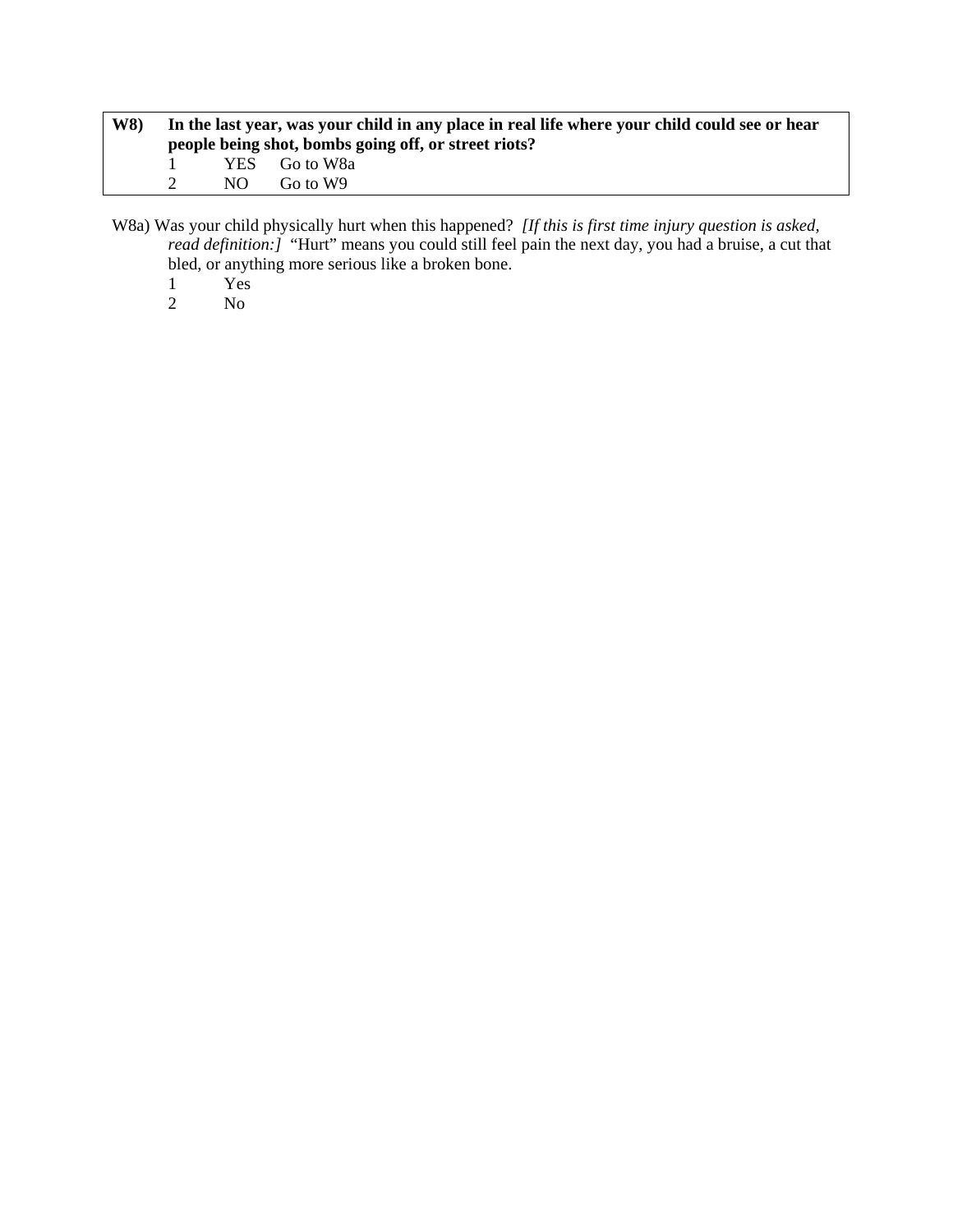**W8) In the last year, was your child in any place in real life where your child could see or hear people being shot, bombs going off, or street riots?**

1 YES Go to W8a
2 NO Go to W9

W8a) Was your child physically hurt when this happened? *[If this is first time injury question is asked, read definition:]* "Hurt" means you could still feel pain the next day, you had a bruise, a cut that bled, or anything more serious like a broken bone.

1 Yes
2 No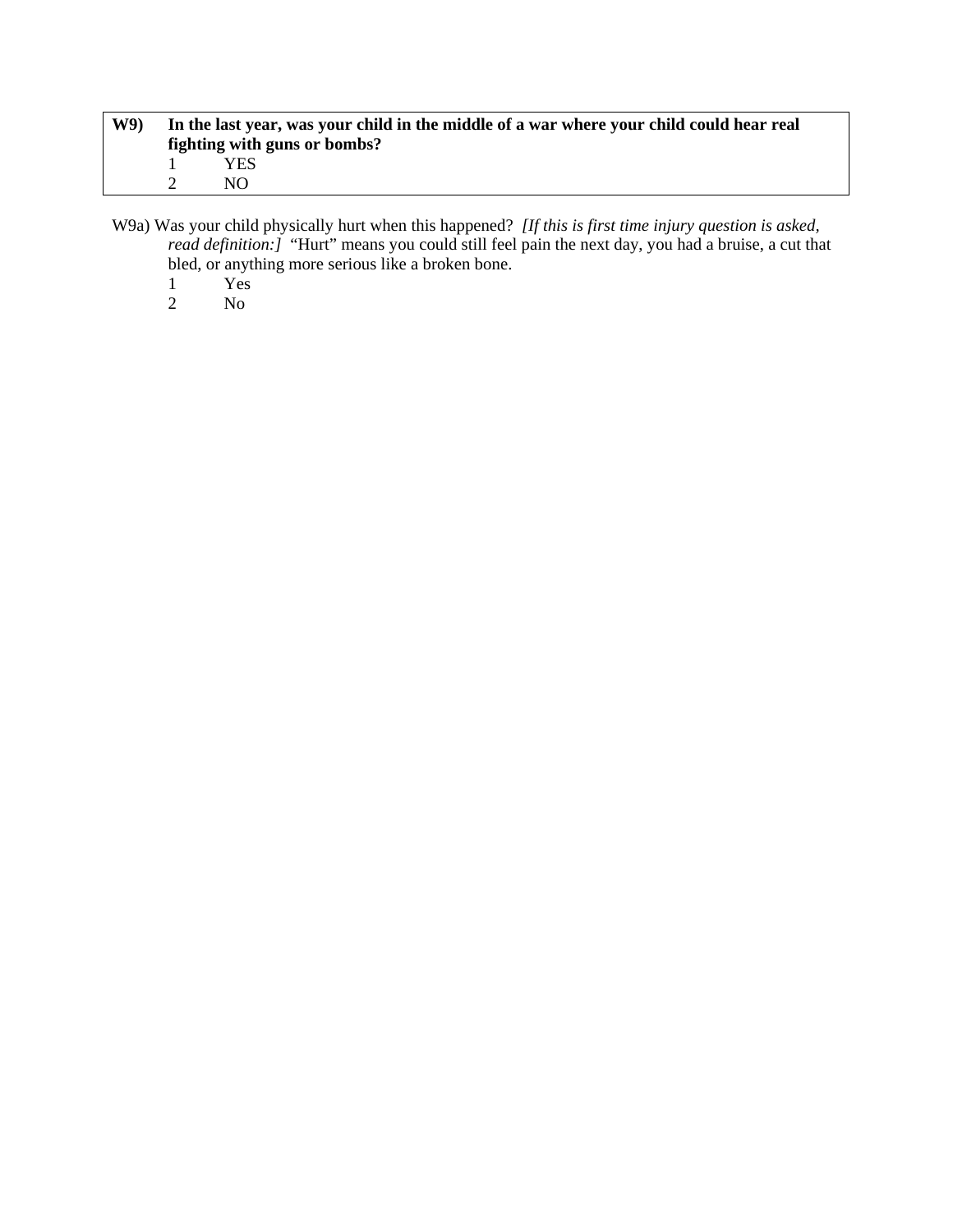**W9) In the last year, was your child in the middle of a war where your child could hear real fighting with guns or bombs?**

1 YES
2 NO

W9a) Was your child physically hurt when this happened? *[If this is first time injury question is asked, read definition:]* "Hurt" means you could still feel pain the next day, you had a bruise, a cut that bled, or anything more serious like a broken bone.

1 Yes
2 No